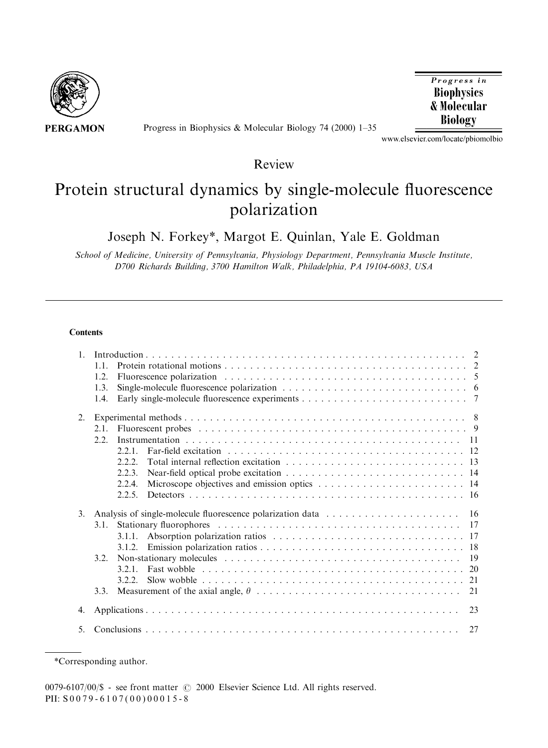Review

# Protein structural dynamics by single-molecule fluorescence polarization

Joseph N. Forkey*, Margot E. Quinlan, Yale E. Goldman

*School of Medicine, University of Pennsylvania, Physiology Department, Pennsylvania Muscle Institute, D700 Richards Building, 3700 Hamilton Walk, Philadelphia, PA 19104-6083, USA*

---

**Contents**

1. Introduction . . . . . 2
   - 1.1. Protein rotational motions . . . . . 2
   - 1.2. Fluorescence polarization . . . . . 5
   - 1.3. Single-molecule fluorescence polarization . . . . . 6
   - 1.4. Early single-molecule fluorescence experiments . . . . . 7
2. Experimental methods . . . . . 8
   - 2.1. Fluorescent probes . . . . . 9
   - 2.2. Instrumentation . . . . . 11
     - 2.2.1. Far-field excitation . . . . . 12
     - 2.2.2. Total internal reflection excitation . . . . . 13
     - 2.2.3. Near-field optical probe excitation . . . . . 14
     - 2.2.4. Microscope objectives and emission optics . . . . . 14
     - 2.2.5. Detectors . . . . . 16
3. Analysis of single-molecule fluorescence polarization data . . . . . 16
   - 3.1. Stationary fluorophores . . . . . 17
     - 3.1.1. Absorption polarization ratios . . . . . 17
     - 3.1.2. Emission polarization ratios . . . . . 18
   - 3.2. Non-stationary molecules . . . . . 19
     - 3.2.1. Fast wobble . . . . . 20
     - 3.2.2. Slow wobble . . . . . 21
   - 3.3. Measurement of the axial angle, $\theta$ . . . . . 21
4. Applications . . . . . 23
5. Conclusions . . . . . 27

---

*Corresponding author.

0079-6107/00/$ - see front matter © 2000 Elsevier Science Ltd. All rights reserved.
PII: S0079-6107(00)00015-8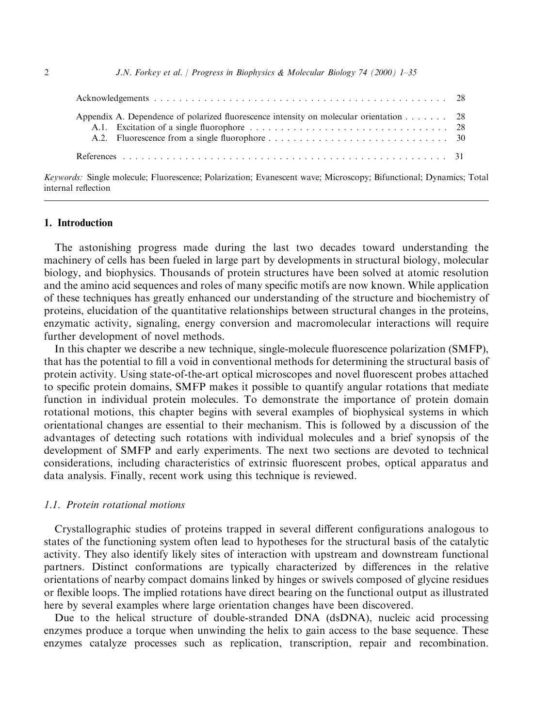Acknowledgements . . . . . . . . . . . . . . . . . . . . . . . . . . . . . . . . . . . . . . . . . . . . . . . 28

Appendix A. Dependence of polarized fluorescence intensity on molecular orientation . . . . . . . 28
  A.1. Excitation of a single fluorophore . . . . . . . . . . . . . . . . . . . . . . . . . . . . . . . . 28
  A.2. Fluorescence from a single fluorophore . . . . . . . . . . . . . . . . . . . . . . . . . . . . . 30

References . . . . . . . . . . . . . . . . . . . . . . . . . . . . . . . . . . . . . . . . . . . . . . . . 31

*Keywords:* Single molecule; Fluorescence; Polarization; Evanescent wave; Microscopy; Bifunctional; Dynamics; Total internal reflection

---

## 1. Introduction

The astonishing progress made during the last two decades toward understanding the machinery of cells has been fueled in large part by developments in structural biology, molecular biology, and biophysics. Thousands of protein structures have been solved at atomic resolution and the amino acid sequences and roles of many specific motifs are now known. While application of these techniques has greatly enhanced our understanding of the structure and biochemistry of proteins, elucidation of the quantitative relationships between structural changes in the proteins, enzymatic activity, signaling, energy conversion and macromolecular interactions will require further development of novel methods.

In this chapter we describe a new technique, single-molecule fluorescence polarization (SMFP), that has the potential to fill a void in conventional methods for determining the structural basis of protein activity. Using state-of-the-art optical microscopes and novel fluorescent probes attached to specific protein domains, SMFP makes it possible to quantify angular rotations that mediate function in individual protein molecules. To demonstrate the importance of protein domain rotational motions, this chapter begins with several examples of biophysical systems in which orientational changes are essential to their mechanism. This is followed by a discussion of the advantages of detecting such rotations with individual molecules and a brief synopsis of the development of SMFP and early experiments. The next two sections are devoted to technical considerations, including characteristics of extrinsic fluorescent probes, optical apparatus and data analysis. Finally, recent work using this technique is reviewed.

### 1.1. Protein rotational motions

Crystallographic studies of proteins trapped in several different configurations analogous to states of the functioning system often lead to hypotheses for the structural basis of the catalytic activity. They also identify likely sites of interaction with upstream and downstream functional partners. Distinct conformations are typically characterized by differences in the relative orientations of nearby compact domains linked by hinges or swivels composed of glycine residues or flexible loops. The implied rotations have direct bearing on the functional output as illustrated here by several examples where large orientation changes have been discovered.

Due to the helical structure of double-stranded DNA (dsDNA), nucleic acid processing enzymes produce a torque when unwinding the helix to gain access to the base sequence. These enzymes catalyze processes such as replication, transcription, repair and recombination.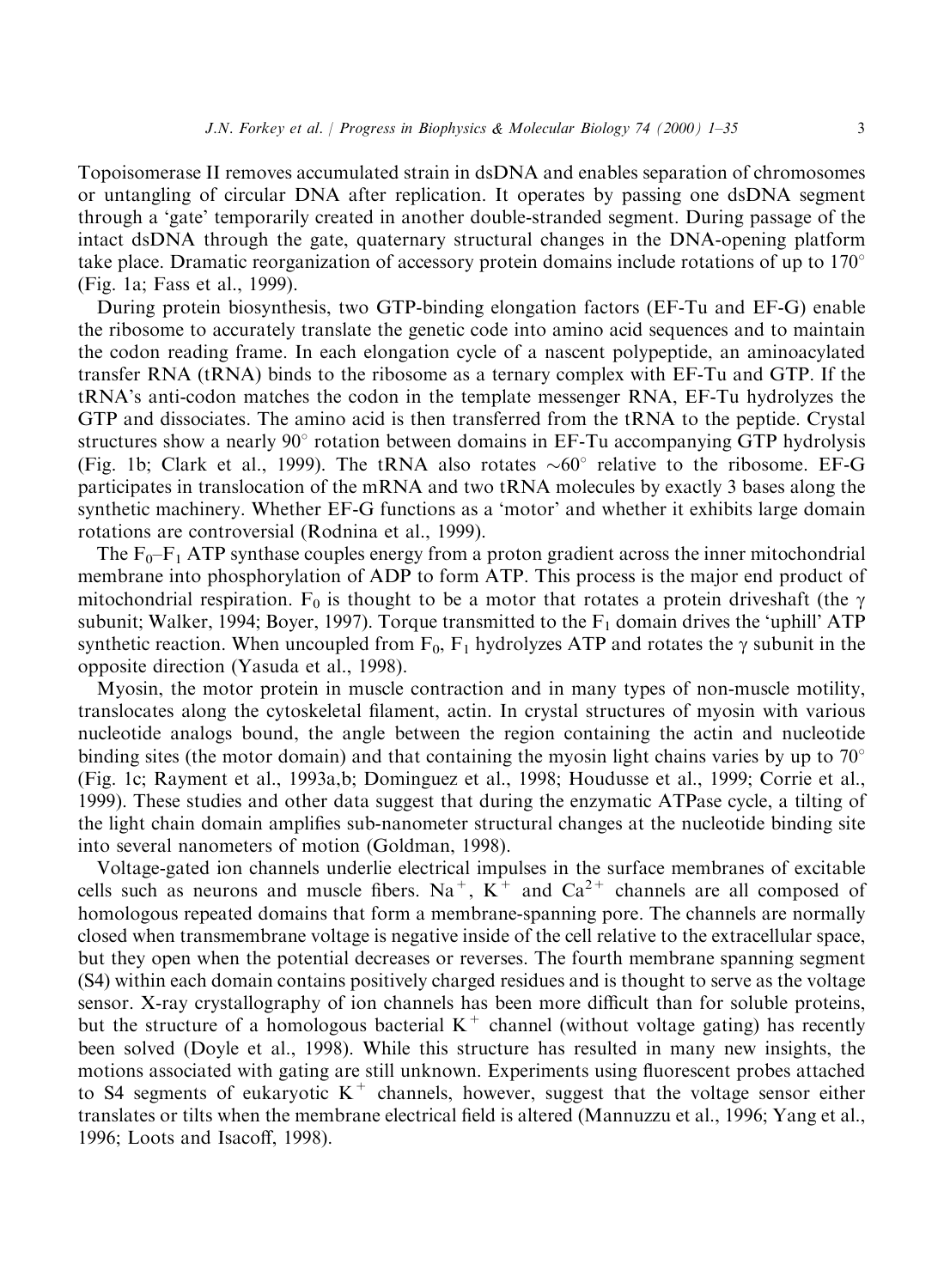Topoisomerase II removes accumulated strain in dsDNA and enables separation of chromosomes or untangling of circular DNA after replication. It operates by passing one dsDNA segment through a 'gate' temporarily created in another double-stranded segment. During passage of the intact dsDNA through the gate, quaternary structural changes in the DNA-opening platform take place. Dramatic reorganization of accessory protein domains include rotations of up to $170^{\circ}$ (Fig. 1a; Fass et al., 1999).

During protein biosynthesis, two GTP-binding elongation factors (EF-Tu and EF-G) enable the ribosome to accurately translate the genetic code into amino acid sequences and to maintain the codon reading frame. In each elongation cycle of a nascent polypeptide, an aminoacylated transfer RNA (tRNA) binds to the ribosome as a ternary complex with EF-Tu and GTP. If the tRNA's anti-codon matches the codon in the template messenger RNA, EF-Tu hydrolyzes the GTP and dissociates. The amino acid is then transferred from the tRNA to the peptide. Crystal structures show a nearly $90^{\circ}$ rotation between domains in EF-Tu accompanying GTP hydrolysis (Fig. 1b; Clark et al., 1999). The tRNA also rotates $\sim 60^{\circ}$ relative to the ribosome. EF-G participates in translocation of the mRNA and two tRNA molecules by exactly 3 bases along the synthetic machinery. Whether EF-G functions as a 'motor' and whether it exhibits large domain rotations are controversial (Rodnina et al., 1999).

The $F_0$–$F_1$ ATP synthase couples energy from a proton gradient across the inner mitochondrial membrane into phosphorylation of ADP to form ATP. This process is the major end product of mitochondrial respiration. $F_0$ is thought to be a motor that rotates a protein driveshaft (the $\gamma$ subunit; Walker, 1994; Boyer, 1997). Torque transmitted to the $F_1$ domain drives the 'uphill' ATP synthetic reaction. When uncoupled from $F_0$, $F_1$ hydrolyzes ATP and rotates the $\gamma$ subunit in the opposite direction (Yasuda et al., 1998).

Myosin, the motor protein in muscle contraction and in many types of non-muscle motility, translocates along the cytoskeletal filament, actin. In crystal structures of myosin with various nucleotide analogs bound, the angle between the region containing the actin and nucleotide binding sites (the motor domain) and that containing the myosin light chains varies by up to $70^{\circ}$ (Fig. 1c; Rayment et al., 1993a,b; Dominguez et al., 1998; Houdusse et al., 1999; Corrie et al., 1999). These studies and other data suggest that during the enzymatic ATPase cycle, a tilting of the light chain domain amplifies sub-nanometer structural changes at the nucleotide binding site into several nanometers of motion (Goldman, 1998).

Voltage-gated ion channels underlie electrical impulses in the surface membranes of excitable cells such as neurons and muscle fibers. $Na^{+}$, $K^{+}$ and $Ca^{2+}$ channels are all composed of homologous repeated domains that form a membrane-spanning pore. The channels are normally closed when transmembrane voltage is negative inside of the cell relative to the extracellular space, but they open when the potential decreases or reverses. The fourth membrane spanning segment (S4) within each domain contains positively charged residues and is thought to serve as the voltage sensor. X-ray crystallography of ion channels has been more difficult than for soluble proteins, but the structure of a homologous bacterial $K^{+}$ channel (without voltage gating) has recently been solved (Doyle et al., 1998). While this structure has resulted in many new insights, the motions associated with gating are still unknown. Experiments using fluorescent probes attached to S4 segments of eukaryotic $K^{+}$ channels, however, suggest that the voltage sensor either translates or tilts when the membrane electrical field is altered (Mannuzzu et al., 1996; Yang et al., 1996; Loots and Isacoff, 1998).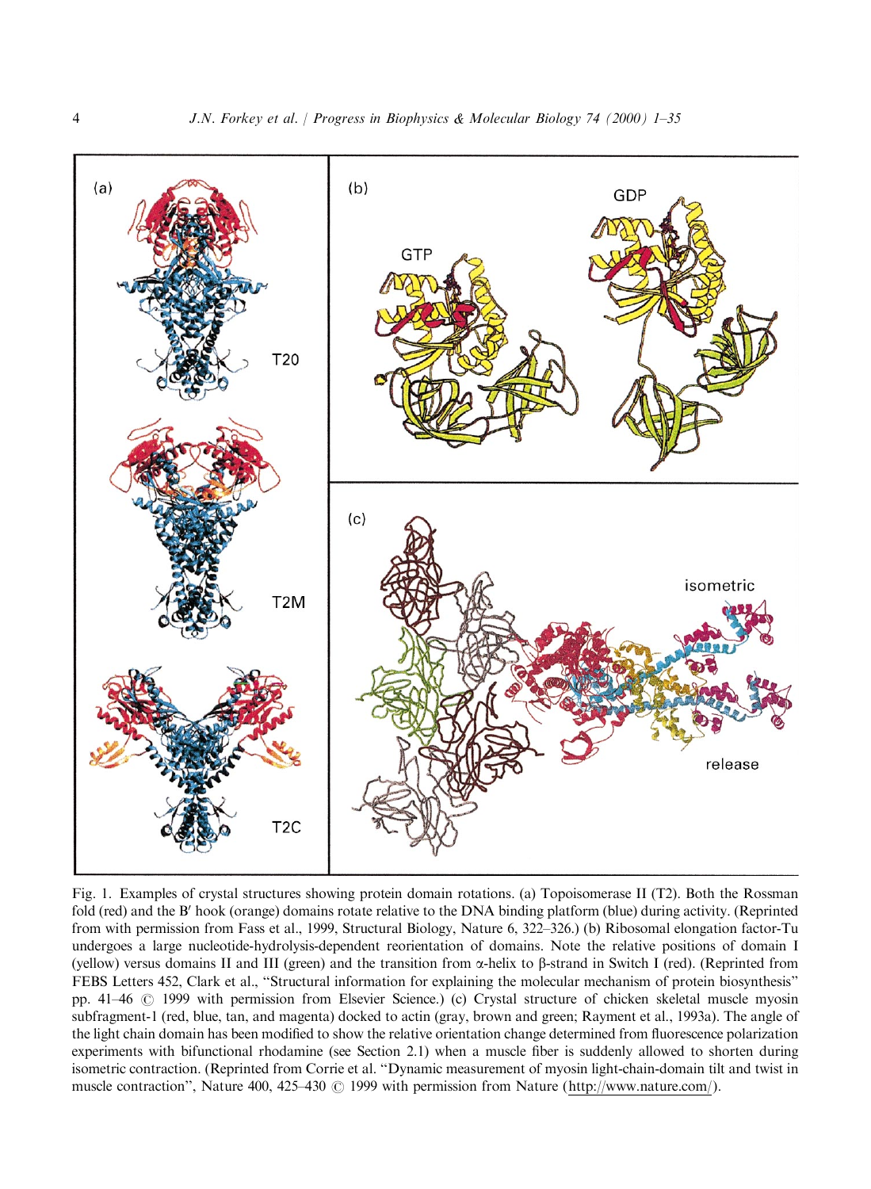Fig. 1. Examples of crystal structures showing protein domain rotations. (a) Topoisomerase II (T2). Both the Rossman fold (red) and the B′ hook (orange) domains rotate relative to the DNA binding platform (blue) during activity. (Reprinted from with permission from Fass et al., 1999, Structural Biology, Nature 6, 322–326.) (b) Ribosomal elongation factor-Tu undergoes a large nucleotide-hydrolysis-dependent reorientation of domains. Note the relative positions of domain I (yellow) versus domains II and III (green) and the transition from α-helix to β-strand in Switch I (red). (Reprinted from FEBS Letters 452, Clark et al., "Structural information for explaining the molecular mechanism of protein biosynthesis" pp. 41–46 © 1999 with permission from Elsevier Science.) (c) Crystal structure of chicken skeletal muscle myosin subfragment-1 (red, blue, tan, and magenta) docked to actin (gray, brown and green; Rayment et al., 1993a). The angle of the light chain domain has been modified to show the relative orientation change determined from fluorescence polarization experiments with bifunctional rhodamine (see Section 2.1) when a muscle fiber is suddenly allowed to shorten during isometric contraction. (Reprinted from Corrie et al. "Dynamic measurement of myosin light-chain-domain tilt and twist in muscle contraction", Nature 400, 425–430 © 1999 with permission from Nature (http://www.nature.com/).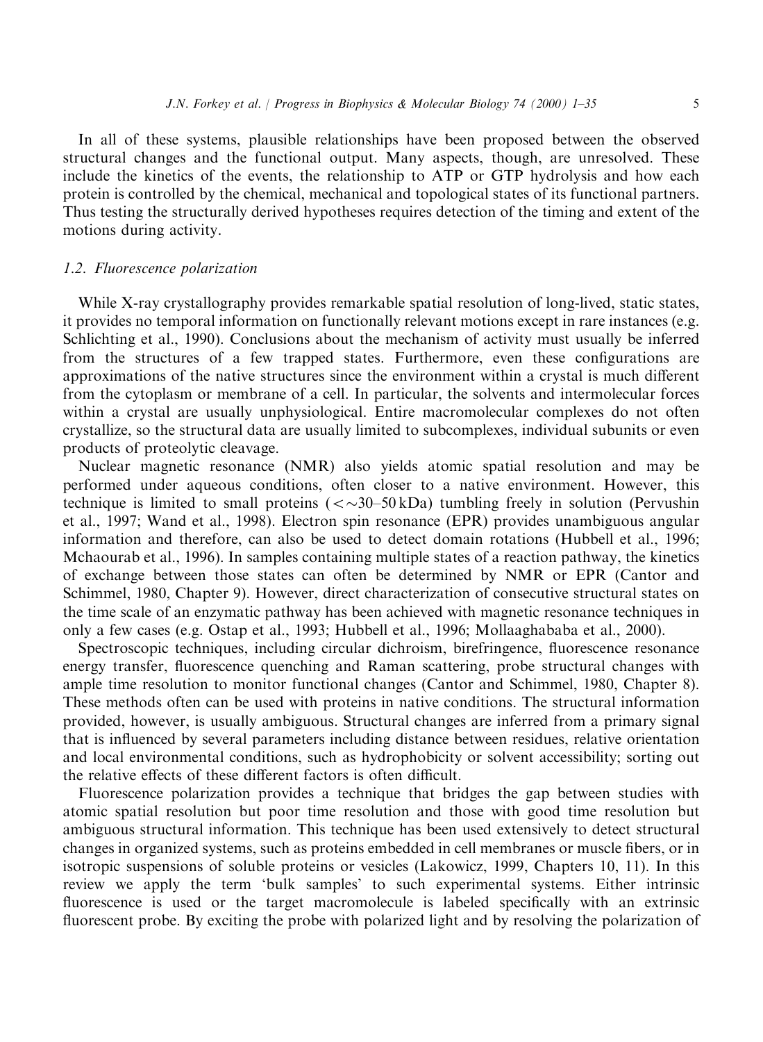In all of these systems, plausible relationships have been proposed between the observed structural changes and the functional output. Many aspects, though, are unresolved. These include the kinetics of the events, the relationship to ATP or GTP hydrolysis and how each protein is controlled by the chemical, mechanical and topological states of its functional partners. Thus testing the structurally derived hypotheses requires detection of the timing and extent of the motions during activity.

### 1.2. Fluorescence polarization

While X-ray crystallography provides remarkable spatial resolution of long-lived, static states, it provides no temporal information on functionally relevant motions except in rare instances (e.g. Schlichting et al., 1990). Conclusions about the mechanism of activity must usually be inferred from the structures of a few trapped states. Furthermore, even these configurations are approximations of the native structures since the environment within a crystal is much different from the cytoplasm or membrane of a cell. In particular, the solvents and intermolecular forces within a crystal are usually unphysiological. Entire macromolecular complexes do not often crystallize, so the structural data are usually limited to subcomplexes, individual subunits or even products of proteolytic cleavage.

Nuclear magnetic resonance (NMR) also yields atomic spatial resolution and may be performed under aqueous conditions, often closer to a native environment. However, this technique is limited to small proteins ($<\sim$30–50 kDa) tumbling freely in solution (Pervushin et al., 1997; Wand et al., 1998). Electron spin resonance (EPR) provides unambiguous angular information and therefore, can also be used to detect domain rotations (Hubbell et al., 1996; Mchaourab et al., 1996). In samples containing multiple states of a reaction pathway, the kinetics of exchange between those states can often be determined by NMR or EPR (Cantor and Schimmel, 1980, Chapter 9). However, direct characterization of consecutive structural states on the time scale of an enzymatic pathway has been achieved with magnetic resonance techniques in only a few cases (e.g. Ostap et al., 1993; Hubbell et al., 1996; Mollaaghababa et al., 2000).

Spectroscopic techniques, including circular dichroism, birefringence, fluorescence resonance energy transfer, fluorescence quenching and Raman scattering, probe structural changes with ample time resolution to monitor functional changes (Cantor and Schimmel, 1980, Chapter 8). These methods often can be used with proteins in native conditions. The structural information provided, however, is usually ambiguous. Structural changes are inferred from a primary signal that is influenced by several parameters including distance between residues, relative orientation and local environmental conditions, such as hydrophobicity or solvent accessibility; sorting out the relative effects of these different factors is often difficult.

Fluorescence polarization provides a technique that bridges the gap between studies with atomic spatial resolution but poor time resolution and those with good time resolution but ambiguous structural information. This technique has been used extensively to detect structural changes in organized systems, such as proteins embedded in cell membranes or muscle fibers, or in isotropic suspensions of soluble proteins or vesicles (Lakowicz, 1999, Chapters 10, 11). In this review we apply the term 'bulk samples' to such experimental systems. Either intrinsic fluorescence is used or the target macromolecule is labeled specifically with an extrinsic fluorescent probe. By exciting the probe with polarized light and by resolving the polarization of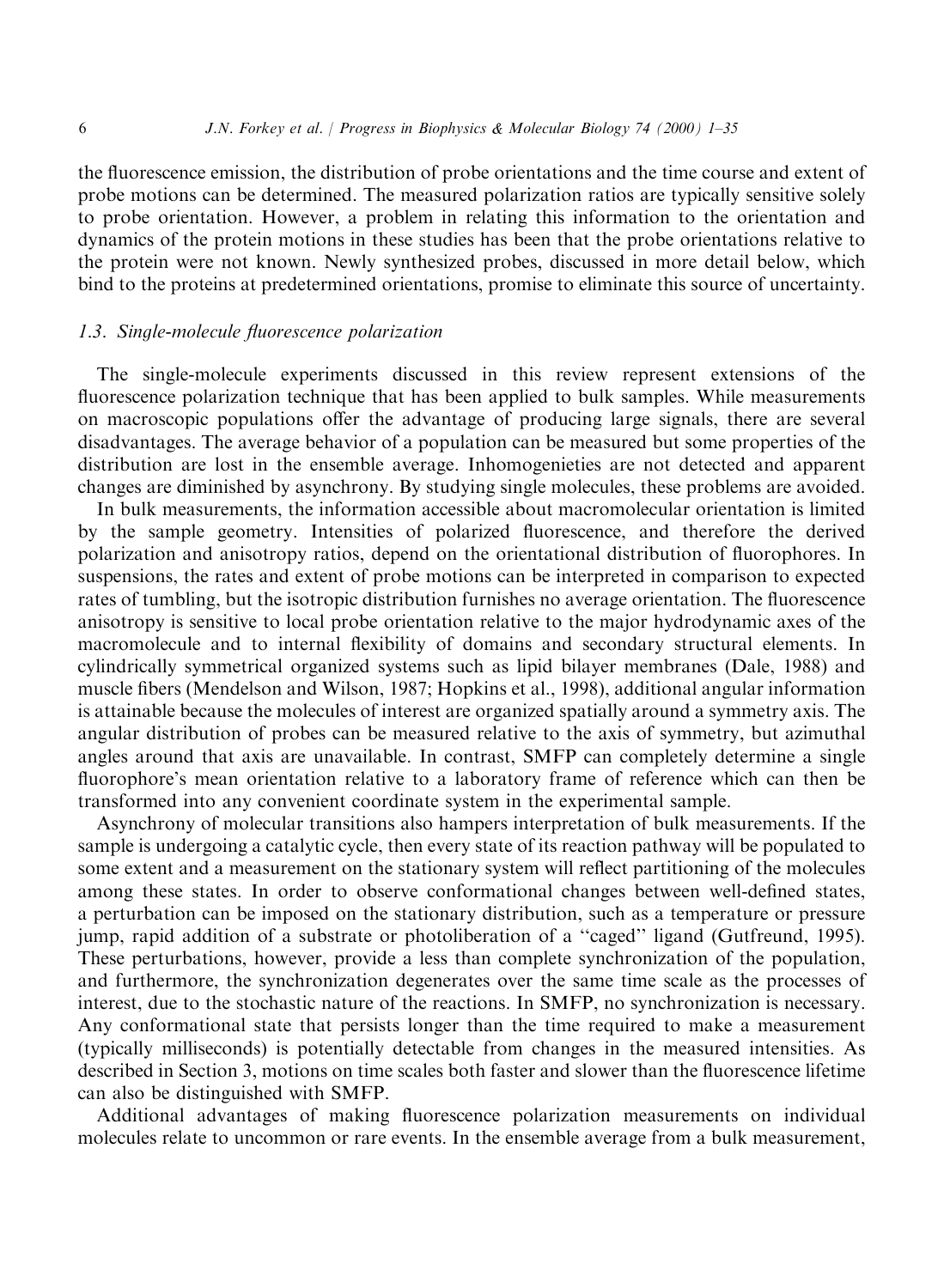the fluorescence emission, the distribution of probe orientations and the time course and extent of probe motions can be determined. The measured polarization ratios are typically sensitive solely to probe orientation. However, a problem in relating this information to the orientation and dynamics of the protein motions in these studies has been that the probe orientations relative to the protein were not known. Newly synthesized probes, discussed in more detail below, which bind to the proteins at predetermined orientations, promise to eliminate this source of uncertainty.

### 1.3. Single-molecule fluorescence polarization

The single-molecule experiments discussed in this review represent extensions of the fluorescence polarization technique that has been applied to bulk samples. While measurements on macroscopic populations offer the advantage of producing large signals, there are several disadvantages. The average behavior of a population can be measured but some properties of the distribution are lost in the ensemble average. Inhomogenieties are not detected and apparent changes are diminished by asynchrony. By studying single molecules, these problems are avoided.

In bulk measurements, the information accessible about macromolecular orientation is limited by the sample geometry. Intensities of polarized fluorescence, and therefore the derived polarization and anisotropy ratios, depend on the orientational distribution of fluorophores. In suspensions, the rates and extent of probe motions can be interpreted in comparison to expected rates of tumbling, but the isotropic distribution furnishes no average orientation. The fluorescence anisotropy is sensitive to local probe orientation relative to the major hydrodynamic axes of the macromolecule and to internal flexibility of domains and secondary structural elements. In cylindrically symmetrical organized systems such as lipid bilayer membranes (Dale, 1988) and muscle fibers (Mendelson and Wilson, 1987; Hopkins et al., 1998), additional angular information is attainable because the molecules of interest are organized spatially around a symmetry axis. The angular distribution of probes can be measured relative to the axis of symmetry, but azimuthal angles around that axis are unavailable. In contrast, SMFP can completely determine a single fluorophore's mean orientation relative to a laboratory frame of reference which can then be transformed into any convenient coordinate system in the experimental sample.

Asynchrony of molecular transitions also hampers interpretation of bulk measurements. If the sample is undergoing a catalytic cycle, then every state of its reaction pathway will be populated to some extent and a measurement on the stationary system will reflect partitioning of the molecules among these states. In order to observe conformational changes between well-defined states, a perturbation can be imposed on the stationary distribution, such as a temperature or pressure jump, rapid addition of a substrate or photoliberation of a "caged" ligand (Gutfreund, 1995). These perturbations, however, provide a less than complete synchronization of the population, and furthermore, the synchronization degenerates over the same time scale as the processes of interest, due to the stochastic nature of the reactions. In SMFP, no synchronization is necessary. Any conformational state that persists longer than the time required to make a measurement (typically milliseconds) is potentially detectable from changes in the measured intensities. As described in Section 3, motions on time scales both faster and slower than the fluorescence lifetime can also be distinguished with SMFP.

Additional advantages of making fluorescence polarization measurements on individual molecules relate to uncommon or rare events. In the ensemble average from a bulk measurement,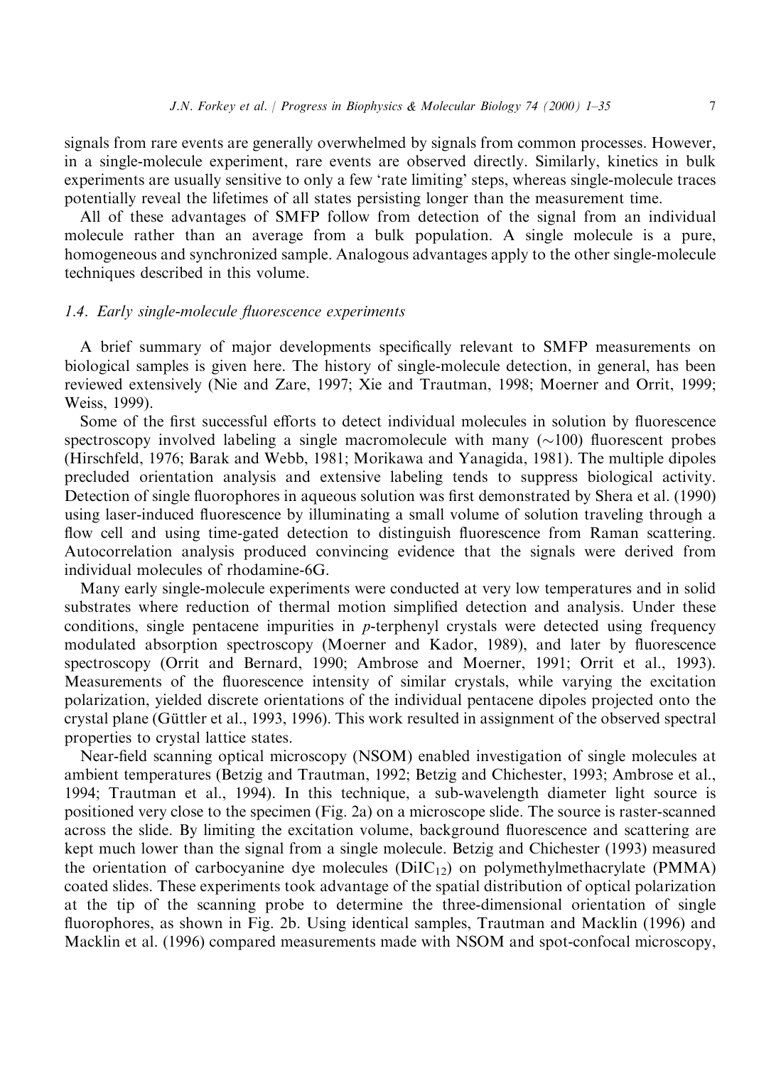signals from rare events are generally overwhelmed by signals from common processes. However, in a single-molecule experiment, rare events are observed directly. Similarly, kinetics in bulk experiments are usually sensitive to only a few 'rate limiting' steps, whereas single-molecule traces potentially reveal the lifetimes of all states persisting longer than the measurement time.

All of these advantages of SMFP follow from detection of the signal from an individual molecule rather than an average from a bulk population. A single molecule is a pure, homogeneous and synchronized sample. Analogous advantages apply to the other single-molecule techniques described in this volume.

### *1.4. Early single-molecule fluorescence experiments*

A brief summary of major developments specifically relevant to SMFP measurements on biological samples is given here. The history of single-molecule detection, in general, has been reviewed extensively (Nie and Zare, 1997; Xie and Trautman, 1998; Moerner and Orrit, 1999; Weiss, 1999).

Some of the first successful efforts to detect individual molecules in solution by fluorescence spectroscopy involved labeling a single macromolecule with many ($\sim$100) fluorescent probes (Hirschfeld, 1976; Barak and Webb, 1981; Morikawa and Yanagida, 1981). The multiple dipoles precluded orientation analysis and extensive labeling tends to suppress biological activity. Detection of single fluorophores in aqueous solution was first demonstrated by Shera et al. (1990) using laser-induced fluorescence by illuminating a small volume of solution traveling through a flow cell and using time-gated detection to distinguish fluorescence from Raman scattering. Autocorrelation analysis produced convincing evidence that the signals were derived from individual molecules of rhodamine-6G.

Many early single-molecule experiments were conducted at very low temperatures and in solid substrates where reduction of thermal motion simplified detection and analysis. Under these conditions, single pentacene impurities in *p*-terphenyl crystals were detected using frequency modulated absorption spectroscopy (Moerner and Kador, 1989), and later by fluorescence spectroscopy (Orrit and Bernard, 1990; Ambrose and Moerner, 1991; Orrit et al., 1993). Measurements of the fluorescence intensity of similar crystals, while varying the excitation polarization, yielded discrete orientations of the individual pentacene dipoles projected onto the crystal plane (Güttler et al., 1993, 1996). This work resulted in assignment of the observed spectral properties to crystal lattice states.

Near-field scanning optical microscopy (NSOM) enabled investigation of single molecules at ambient temperatures (Betzig and Trautman, 1992; Betzig and Chichester, 1993; Ambrose et al., 1994; Trautman et al., 1994). In this technique, a sub-wavelength diameter light source is positioned very close to the specimen (Fig. 2a) on a microscope slide. The source is raster-scanned across the slide. By limiting the excitation volume, background fluorescence and scattering are kept much lower than the signal from a single molecule. Betzig and Chichester (1993) measured the orientation of carbocyanine dye molecules ($\text{DiIC}_{12}$) on polymethylmethacrylate (PMMA) coated slides. These experiments took advantage of the spatial distribution of optical polarization at the tip of the scanning probe to determine the three-dimensional orientation of single fluorophores, as shown in Fig. 2b. Using identical samples, Trautman and Macklin (1996) and Macklin et al. (1996) compared measurements made with NSOM and spot-confocal microscopy,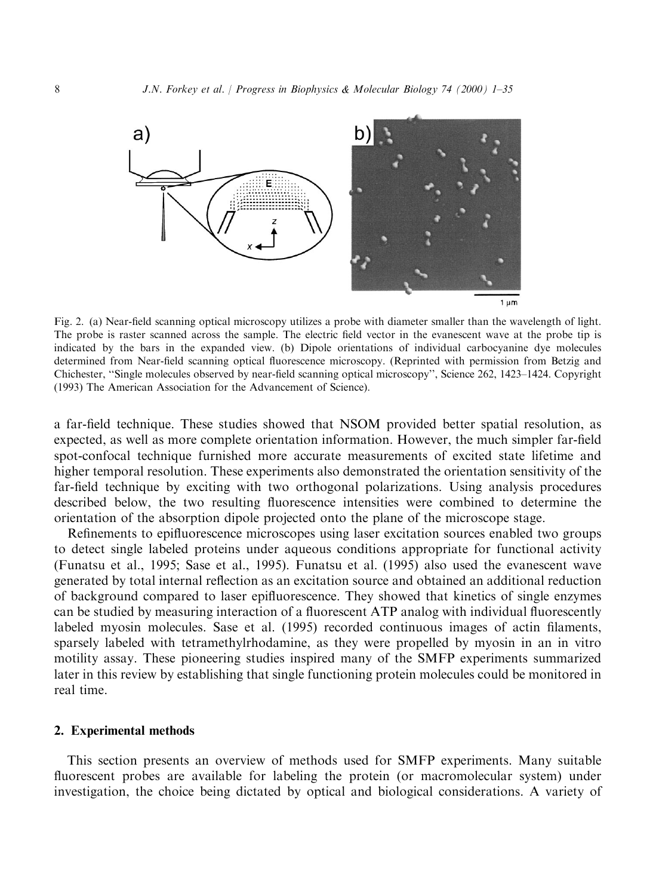a) b)

E

z

x

1 μm

Fig. 2. (a) Near-field scanning optical microscopy utilizes a probe with diameter smaller than the wavelength of light. The probe is raster scanned across the sample. The electric field vector in the evanescent wave at the probe tip is indicated by the bars in the expanded view. (b) Dipole orientations of individual carbocyanine dye molecules determined from Near-field scanning optical fluorescence microscopy. (Reprinted with permission from Betzig and Chichester, "Single molecules observed by near-field scanning optical microscopy", Science 262, 1423–1424. Copyright (1993) The American Association for the Advancement of Science).

a far-field technique. These studies showed that NSOM provided better spatial resolution, as expected, as well as more complete orientation information. However, the much simpler far-field spot-confocal technique furnished more accurate measurements of excited state lifetime and higher temporal resolution. These experiments also demonstrated the orientation sensitivity of the far-field technique by exciting with two orthogonal polarizations. Using analysis procedures described below, the two resulting fluorescence intensities were combined to determine the orientation of the absorption dipole projected onto the plane of the microscope stage.

Refinements to epifluorescence microscopes using laser excitation sources enabled two groups to detect single labeled proteins under aqueous conditions appropriate for functional activity (Funatsu et al., 1995; Sase et al., 1995). Funatsu et al. (1995) also used the evanescent wave generated by total internal reflection as an excitation source and obtained an additional reduction of background compared to laser epifluorescence. They showed that kinetics of single enzymes can be studied by measuring interaction of a fluorescent ATP analog with individual fluorescently labeled myosin molecules. Sase et al. (1995) recorded continuous images of actin filaments, sparsely labeled with tetramethylrhodamine, as they were propelled by myosin in an in vitro motility assay. These pioneering studies inspired many of the SMFP experiments summarized later in this review by establishing that single functioning protein molecules could be monitored in real time.

## 2. Experimental methods

This section presents an overview of methods used for SMFP experiments. Many suitable fluorescent probes are available for labeling the protein (or macromolecular system) under investigation, the choice being dictated by optical and biological considerations. A variety of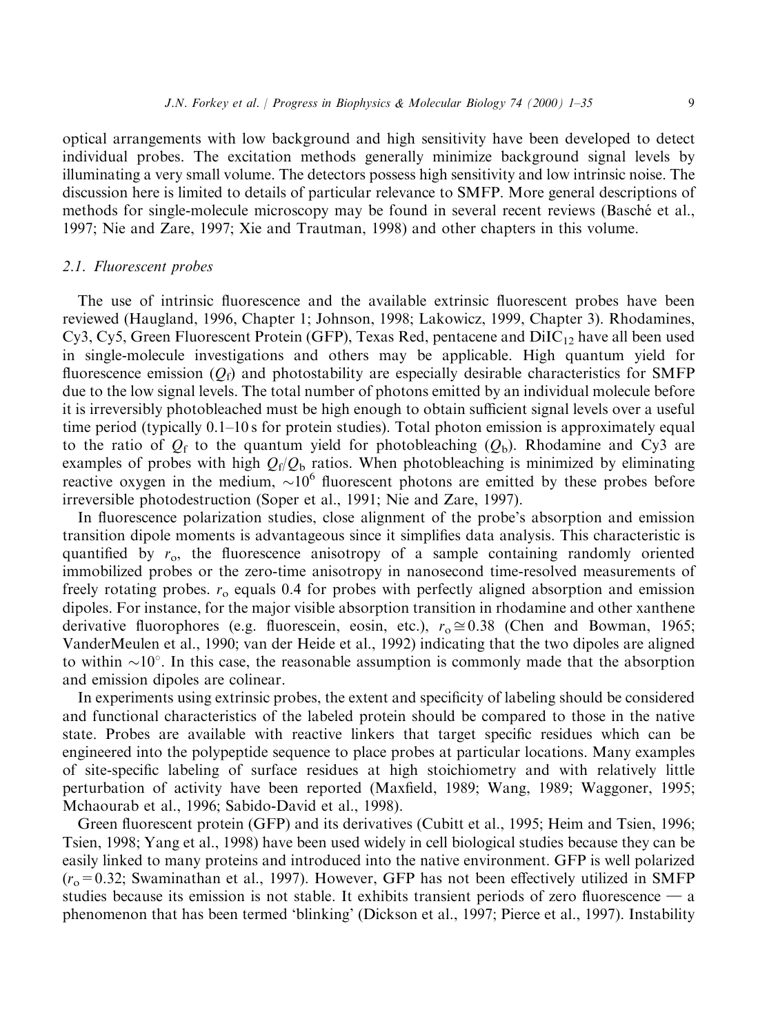optical arrangements with low background and high sensitivity have been developed to detect individual probes. The excitation methods generally minimize background signal levels by illuminating a very small volume. The detectors possess high sensitivity and low intrinsic noise. The discussion here is limited to details of particular relevance to SMFP. More general descriptions of methods for single-molecule microscopy may be found in several recent reviews (Basché et al., 1997; Nie and Zare, 1997; Xie and Trautman, 1998) and other chapters in this volume.

### *2.1. Fluorescent probes*

The use of intrinsic fluorescence and the available extrinsic fluorescent probes have been reviewed (Haugland, 1996, Chapter 1; Johnson, 1998; Lakowicz, 1999, Chapter 3). Rhodamines, Cy3, Cy5, Green Fluorescent Protein (GFP), Texas Red, pentacene and $DiIC_{12}$ have all been used in single-molecule investigations and others may be applicable. High quantum yield for fluorescence emission ($Q_f$) and photostability are especially desirable characteristics for SMFP due to the low signal levels. The total number of photons emitted by an individual molecule before it is irreversibly photobleached must be high enough to obtain sufficient signal levels over a useful time period (typically 0.1–10 s for protein studies). Total photon emission is approximately equal to the ratio of $Q_f$ to the quantum yield for photobleaching ($Q_b$). Rhodamine and Cy3 are examples of probes with high $Q_f/Q_b$ ratios. When photobleaching is minimized by eliminating reactive oxygen in the medium, $\sim 10^6$ fluorescent photons are emitted by these probes before irreversible photodestruction (Soper et al., 1991; Nie and Zare, 1997).

In fluorescence polarization studies, close alignment of the probe's absorption and emission transition dipole moments is advantageous since it simplifies data analysis. This characteristic is quantified by $r_o$, the fluorescence anisotropy of a sample containing randomly oriented immobilized probes or the zero-time anisotropy in nanosecond time-resolved measurements of freely rotating probes. $r_o$ equals 0.4 for probes with perfectly aligned absorption and emission dipoles. For instance, for the major visible absorption transition in rhodamine and other xanthene derivative fluorophores (e.g. fluorescein, eosin, etc.), $r_o \cong 0.38$ (Chen and Bowman, 1965; VanderMeulen et al., 1990; van der Heide et al., 1992) indicating that the two dipoles are aligned to within $\sim 10^\circ$. In this case, the reasonable assumption is commonly made that the absorption and emission dipoles are colinear.

In experiments using extrinsic probes, the extent and specificity of labeling should be considered and functional characteristics of the labeled protein should be compared to those in the native state. Probes are available with reactive linkers that target specific residues which can be engineered into the polypeptide sequence to place probes at particular locations. Many examples of site-specific labeling of surface residues at high stoichiometry and with relatively little perturbation of activity have been reported (Maxfield, 1989; Wang, 1989; Waggoner, 1995; Mchaourab et al., 1996; Sabido-David et al., 1998).

Green fluorescent protein (GFP) and its derivatives (Cubitt et al., 1995; Heim and Tsien, 1996; Tsien, 1998; Yang et al., 1998) have been used widely in cell biological studies because they can be easily linked to many proteins and introduced into the native environment. GFP is well polarized ($r_o = 0.32$; Swaminathan et al., 1997). However, GFP has not been effectively utilized in SMFP studies because its emission is not stable. It exhibits transient periods of zero fluorescence — a phenomenon that has been termed 'blinking' (Dickson et al., 1997; Pierce et al., 1997). Instability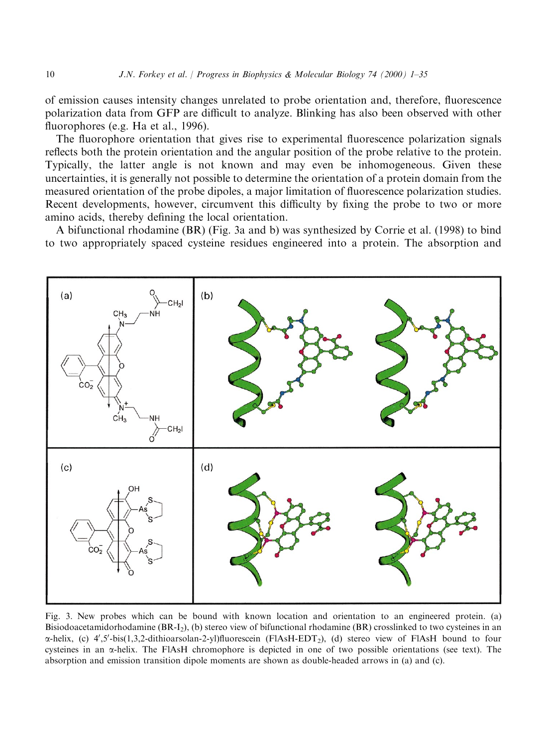of emission causes intensity changes unrelated to probe orientation and, therefore, fluorescence polarization data from GFP are difficult to analyze. Blinking has also been observed with other fluorophores (e.g. Ha et al., 1996).

The fluorophore orientation that gives rise to experimental fluorescence polarization signals reflects both the protein orientation and the angular position of the probe relative to the protein. Typically, the latter angle is not known and may even be inhomogeneous. Given these uncertainties, it is generally not possible to determine the orientation of a protein domain from the measured orientation of the probe dipoles, a major limitation of fluorescence polarization studies. Recent developments, however, circumvent this difficulty by fixing the probe to two or more amino acids, thereby defining the local orientation.

A bifunctional rhodamine (BR) (Fig. 3a and b) was synthesized by Corrie et al. (1998) to bind to two appropriately spaced cysteine residues engineered into a protein. The absorption and

Fig. 3. New probes which can be bound with known location and orientation to an engineered protein. (a) Bisiodoacetamidorhodamine (BR-$I_2$), (b) stereo view of bifunctional rhodamine (BR) crosslinked to two cysteines in an α-helix, (c) 4′,5′-bis(1,3,2-dithioarsolan-2-yl)fluorescein (FlAsH-$EDT_2$), (d) stereo view of FlAsH bound to four cysteines in an α-helix. The FlAsH chromophore is depicted in one of two possible orientations (see text). The absorption and emission transition dipole moments are shown as double-headed arrows in (a) and (c).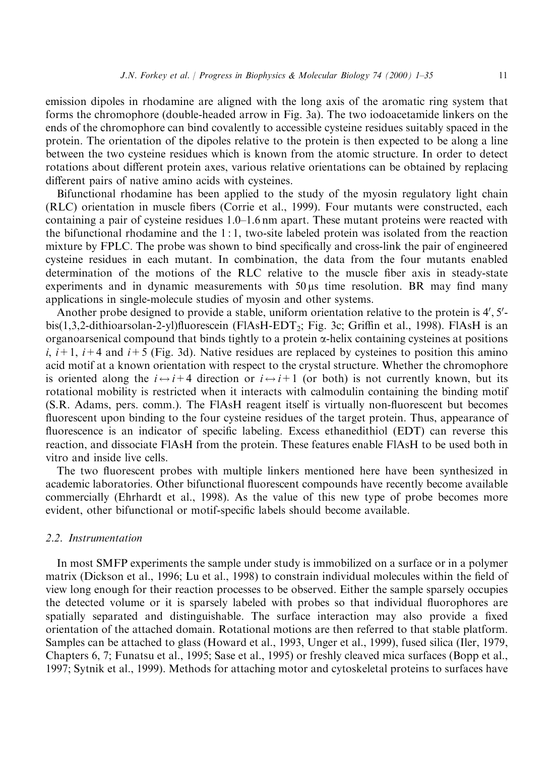emission dipoles in rhodamine are aligned with the long axis of the aromatic ring system that forms the chromophore (double-headed arrow in Fig. 3a). The two iodoacetamide linkers on the ends of the chromophore can bind covalently to accessible cysteine residues suitably spaced in the protein. The orientation of the dipoles relative to the protein is then expected to be along a line between the two cysteine residues which is known from the atomic structure. In order to detect rotations about different protein axes, various relative orientations can be obtained by replacing different pairs of native amino acids with cysteines.

Bifunctional rhodamine has been applied to the study of the myosin regulatory light chain (RLC) orientation in muscle fibers (Corrie et al., 1999). Four mutants were constructed, each containing a pair of cysteine residues 1.0–1.6 nm apart. These mutant proteins were reacted with the bifunctional rhodamine and the 1 : 1, two-site labeled protein was isolated from the reaction mixture by FPLC. The probe was shown to bind specifically and cross-link the pair of engineered cysteine residues in each mutant. In combination, the data from the four mutants enabled determination of the motions of the RLC relative to the muscle fiber axis in steady-state experiments and in dynamic measurements with 50 μs time resolution. BR may find many applications in single-molecule studies of myosin and other systems.

Another probe designed to provide a stable, uniform orientation relative to the protein is 4′, 5′-bis(1,3,2-dithioarsolan-2-yl)fluorescein (FlAsH-$EDT_2$; Fig. 3c; Griffin et al., 1998). FlAsH is an organoarsenical compound that binds tightly to a protein α-helix containing cysteines at positions $i$, $i+1$, $i+4$ and $i+5$ (Fig. 3d). Native residues are replaced by cysteines to position this amino acid motif at a known orientation with respect to the crystal structure. Whether the chromophore is oriented along the $i \leftrightarrow i+4$ direction or $i \leftrightarrow i+1$ (or both) is not currently known, but its rotational mobility is restricted when it interacts with calmodulin containing the binding motif (S.R. Adams, pers. comm.). The FlAsH reagent itself is virtually non-fluorescent but becomes fluorescent upon binding to the four cysteine residues of the target protein. Thus, appearance of fluorescence is an indicator of specific labeling. Excess ethanedithiol (EDT) can reverse this reaction, and dissociate FlAsH from the protein. These features enable FlAsH to be used both in vitro and inside live cells.

The two fluorescent probes with multiple linkers mentioned here have been synthesized in academic laboratories. Other bifunctional fluorescent compounds have recently become available commercially (Ehrhardt et al., 1998). As the value of this new type of probe becomes more evident, other bifunctional or motif-specific labels should become available.

### 2.2. Instrumentation

In most SMFP experiments the sample under study is immobilized on a surface or in a polymer matrix (Dickson et al., 1996; Lu et al., 1998) to constrain individual molecules within the field of view long enough for their reaction processes to be observed. Either the sample sparsely occupies the detected volume or it is sparsely labeled with probes so that individual fluorophores are spatially separated and distinguishable. The surface interaction may also provide a fixed orientation of the attached domain. Rotational motions are then referred to that stable platform. Samples can be attached to glass (Howard et al., 1993, Unger et al., 1999), fused silica (Iler, 1979, Chapters 6, 7; Funatsu et al., 1995; Sase et al., 1995) or freshly cleaved mica surfaces (Bopp et al., 1997; Sytnik et al., 1999). Methods for attaching motor and cytoskeletal proteins to surfaces have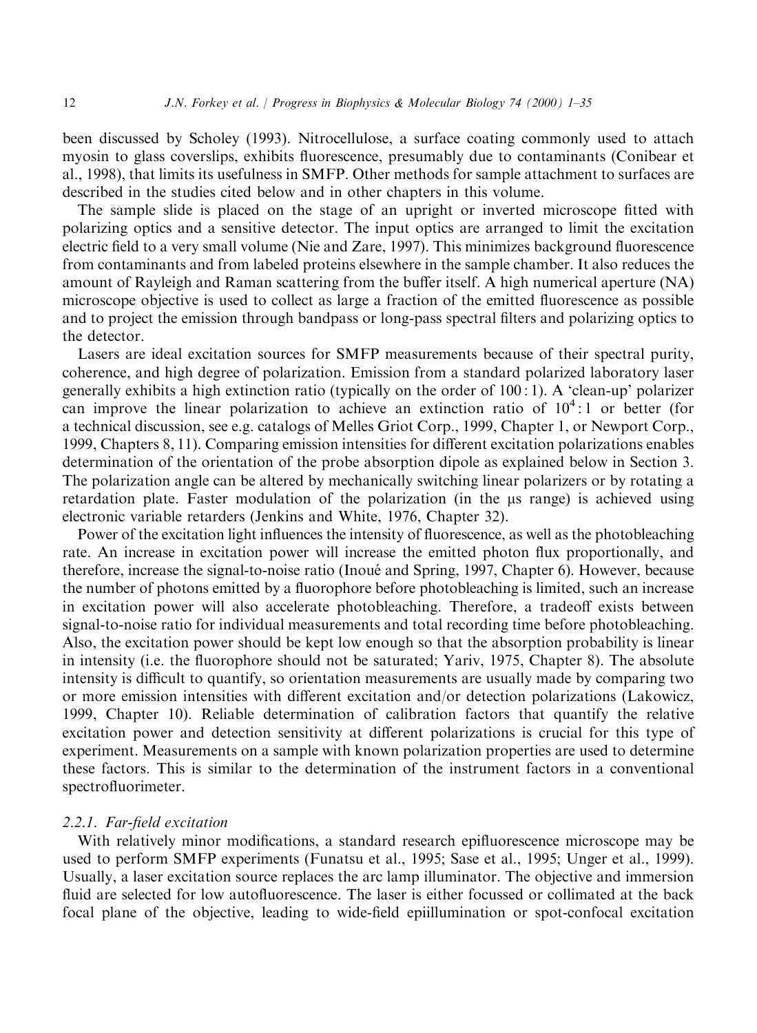been discussed by Scholey (1993). Nitrocellulose, a surface coating commonly used to attach myosin to glass coverslips, exhibits fluorescence, presumably due to contaminants (Conibear et al., 1998), that limits its usefulness in SMFP. Other methods for sample attachment to surfaces are described in the studies cited below and in other chapters in this volume.

The sample slide is placed on the stage of an upright or inverted microscope fitted with polarizing optics and a sensitive detector. The input optics are arranged to limit the excitation electric field to a very small volume (Nie and Zare, 1997). This minimizes background fluorescence from contaminants and from labeled proteins elsewhere in the sample chamber. It also reduces the amount of Rayleigh and Raman scattering from the buffer itself. A high numerical aperture (NA) microscope objective is used to collect as large a fraction of the emitted fluorescence as possible and to project the emission through bandpass or long-pass spectral filters and polarizing optics to the detector.

Lasers are ideal excitation sources for SMFP measurements because of their spectral purity, coherence, and high degree of polarization. Emission from a standard polarized laboratory laser generally exhibits a high extinction ratio (typically on the order of 100 : 1). A 'clean-up' polarizer can improve the linear polarization to achieve an extinction ratio of $10^4:1$ or better (for a technical discussion, see e.g. catalogs of Melles Griot Corp., 1999, Chapter 1, or Newport Corp., 1999, Chapters 8, 11). Comparing emission intensities for different excitation polarizations enables determination of the orientation of the probe absorption dipole as explained below in Section 3. The polarization angle can be altered by mechanically switching linear polarizers or by rotating a retardation plate. Faster modulation of the polarization (in the μs range) is achieved using electronic variable retarders (Jenkins and White, 1976, Chapter 32).

Power of the excitation light influences the intensity of fluorescence, as well as the photobleaching rate. An increase in excitation power will increase the emitted photon flux proportionally, and therefore, increase the signal-to-noise ratio (Inoué and Spring, 1997, Chapter 6). However, because the number of photons emitted by a fluorophore before photobleaching is limited, such an increase in excitation power will also accelerate photobleaching. Therefore, a tradeoff exists between signal-to-noise ratio for individual measurements and total recording time before photobleaching. Also, the excitation power should be kept low enough so that the absorption probability is linear in intensity (i.e. the fluorophore should not be saturated; Yariv, 1975, Chapter 8). The absolute intensity is difficult to quantify, so orientation measurements are usually made by comparing two or more emission intensities with different excitation and/or detection polarizations (Lakowicz, 1999, Chapter 10). Reliable determination of calibration factors that quantify the relative excitation power and detection sensitivity at different polarizations is crucial for this type of experiment. Measurements on a sample with known polarization properties are used to determine these factors. This is similar to the determination of the instrument factors in a conventional spectrofluorimeter.

#### 2.2.1. Far-field excitation

With relatively minor modifications, a standard research epifluorescence microscope may be used to perform SMFP experiments (Funatsu et al., 1995; Sase et al., 1995; Unger et al., 1999). Usually, a laser excitation source replaces the arc lamp illuminator. The objective and immersion fluid are selected for low autofluorescence. The laser is either focussed or collimated at the back focal plane of the objective, leading to wide-field epiillumination or spot-confocal excitation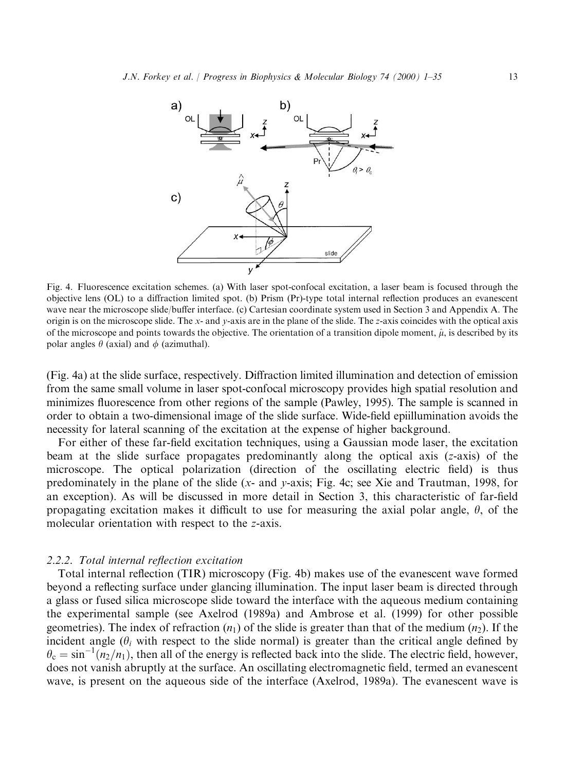Fig. 4. Fluorescence excitation schemes. (a) With laser spot-confocal excitation, a laser beam is focused through the objective lens (OL) to a diffraction limited spot. (b) Prism (Pr)-type total internal reflection produces an evanescent wave near the microscope slide/buffer interface. (c) Cartesian coordinate system used in Section 3 and Appendix A. The origin is on the microscope slide. The $x$- and $y$-axis are in the plane of the slide. The $z$-axis coincides with the optical axis of the microscope and points towards the objective. The orientation of a transition dipole moment, $\hat{\mu}$, is described by its polar angles $\theta$ (axial) and $\phi$ (azimuthal).

(Fig. 4a) at the slide surface, respectively. Diffraction limited illumination and detection of emission from the same small volume in laser spot-confocal microscopy provides high spatial resolution and minimizes fluorescence from other regions of the sample (Pawley, 1995). The sample is scanned in order to obtain a two-dimensional image of the slide surface. Wide-field epiillumination avoids the necessity for lateral scanning of the excitation at the expense of higher background.

For either of these far-field excitation techniques, using a Gaussian mode laser, the excitation beam at the slide surface propagates predominantly along the optical axis ($z$-axis) of the microscope. The optical polarization (direction of the oscillating electric field) is thus predominately in the plane of the slide ($x$- and $y$-axis; Fig. 4c; see Xie and Trautman, 1998, for an exception). As will be discussed in more detail in Section 3, this characteristic of far-field propagating excitation makes it difficult to use for measuring the axial polar angle, $\theta$, of the molecular orientation with respect to the $z$-axis.

### 2.2.2. Total internal reflection excitation

Total internal reflection (TIR) microscopy (Fig. 4b) makes use of the evanescent wave formed beyond a reflecting surface under glancing illumination. The input laser beam is directed through a glass or fused silica microscope slide toward the interface with the aqueous medium containing the experimental sample (see Axelrod (1989a) and Ambrose et al. (1999) for other possible geometries). The index of refraction ($n_1$) of the slide is greater than that of the medium ($n_2$). If the incident angle ($\theta_i$ with respect to the slide normal) is greater than the critical angle defined by $\theta_c = \sin^{-1}(n_2/n_1)$, then all of the energy is reflected back into the slide. The electric field, however, does not vanish abruptly at the surface. An oscillating electromagnetic field, termed an evanescent wave, is present on the aqueous side of the interface (Axelrod, 1989a). The evanescent wave is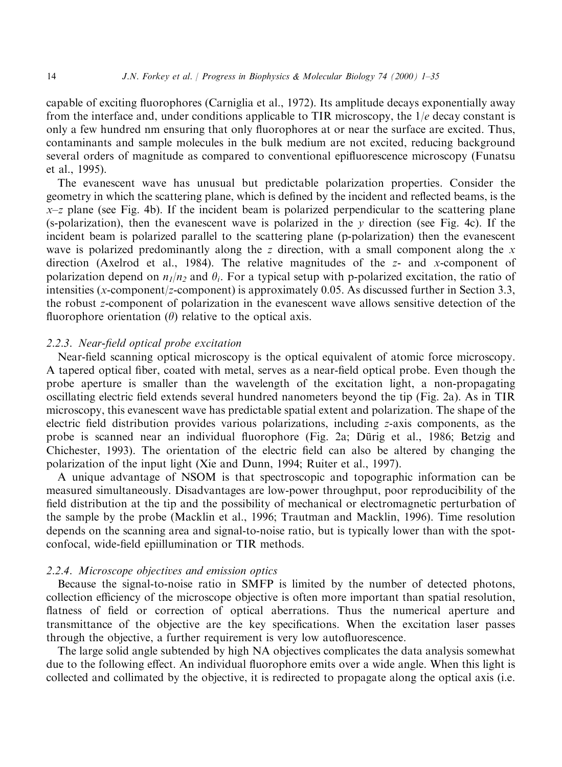capable of exciting fluorophores (Carniglia et al., 1972). Its amplitude decays exponentially away from the interface and, under conditions applicable to TIR microscopy, the $1/e$ decay constant is only a few hundred nm ensuring that only fluorophores at or near the surface are excited. Thus, contaminants and sample molecules in the bulk medium are not excited, reducing background several orders of magnitude as compared to conventional epifluorescence microscopy (Funatsu et al., 1995).

The evanescent wave has unusual but predictable polarization properties. Consider the geometry in which the scattering plane, which is defined by the incident and reflected beams, is the $x$–$z$ plane (see Fig. 4b). If the incident beam is polarized perpendicular to the scattering plane (s-polarization), then the evanescent wave is polarized in the $y$ direction (see Fig. 4c). If the incident beam is polarized parallel to the scattering plane (p-polarization) then the evanescent wave is polarized predominantly along the $z$ direction, with a small component along the $x$ direction (Axelrod et al., 1984). The relative magnitudes of the $z$- and $x$-component of polarization depend on $n_1/n_2$ and $\theta_i$. For a typical setup with p-polarized excitation, the ratio of intensities ($x$-component/$z$-component) is approximately 0.05. As discussed further in Section 3.3, the robust $z$-component of polarization in the evanescent wave allows sensitive detection of the fluorophore orientation ($\theta$) relative to the optical axis.

### *2.2.3. Near-field optical probe excitation*

Near-field scanning optical microscopy is the optical equivalent of atomic force microscopy. A tapered optical fiber, coated with metal, serves as a near-field optical probe. Even though the probe aperture is smaller than the wavelength of the excitation light, a non-propagating oscillating electric field extends several hundred nanometers beyond the tip (Fig. 2a). As in TIR microscopy, this evanescent wave has predictable spatial extent and polarization. The shape of the electric field distribution provides various polarizations, including $z$-axis components, as the probe is scanned near an individual fluorophore (Fig. 2a; Dürig et al., 1986; Betzig and Chichester, 1993). The orientation of the electric field can also be altered by changing the polarization of the input light (Xie and Dunn, 1994; Ruiter et al., 1997).

A unique advantage of NSOM is that spectroscopic and topographic information can be measured simultaneously. Disadvantages are low-power throughput, poor reproducibility of the field distribution at the tip and the possibility of mechanical or electromagnetic perturbation of the sample by the probe (Macklin et al., 1996; Trautman and Macklin, 1996). Time resolution depends on the scanning area and signal-to-noise ratio, but is typically lower than with the spot-confocal, wide-field epiillumination or TIR methods.

### *2.2.4. Microscope objectives and emission optics*

Because the signal-to-noise ratio in SMFP is limited by the number of detected photons, collection efficiency of the microscope objective is often more important than spatial resolution, flatness of field or correction of optical aberrations. Thus the numerical aperture and transmittance of the objective are the key specifications. When the excitation laser passes through the objective, a further requirement is very low autofluorescence.

The large solid angle subtended by high NA objectives complicates the data analysis somewhat due to the following effect. An individual fluorophore emits over a wide angle. When this light is collected and collimated by the objective, it is redirected to propagate along the optical axis (i.e.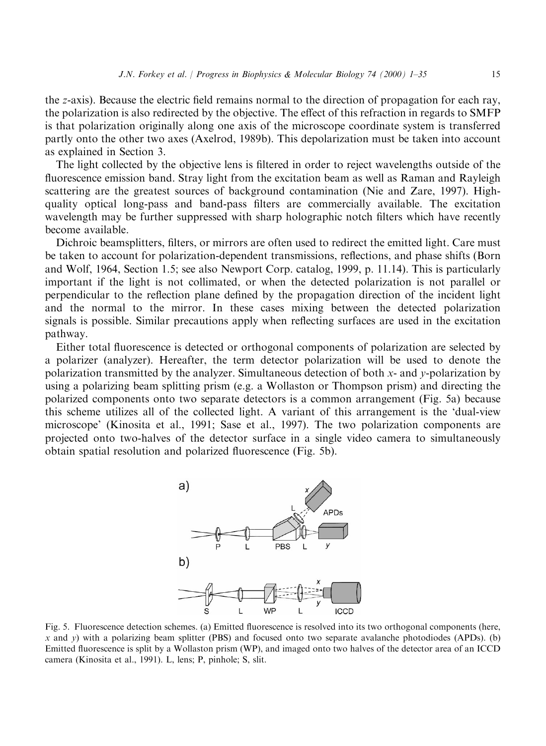the $z$-axis). Because the electric field remains normal to the direction of propagation for each ray, the polarization is also redirected by the objective. The effect of this refraction in regards to SMFP is that polarization originally along one axis of the microscope coordinate system is transferred partly onto the other two axes (Axelrod, 1989b). This depolarization must be taken into account as explained in Section 3.

The light collected by the objective lens is filtered in order to reject wavelengths outside of the fluorescence emission band. Stray light from the excitation beam as well as Raman and Rayleigh scattering are the greatest sources of background contamination (Nie and Zare, 1997). High-quality optical long-pass and band-pass filters are commercially available. The excitation wavelength may be further suppressed with sharp holographic notch filters which have recently become available.

Dichroic beamsplitters, filters, or mirrors are often used to redirect the emitted light. Care must be taken to account for polarization-dependent transmissions, reflections, and phase shifts (Born and Wolf, 1964, Section 1.5; see also Newport Corp. catalog, 1999, p. 11.14). This is particularly important if the light is not collimated, or when the detected polarization is not parallel or perpendicular to the reflection plane defined by the propagation direction of the incident light and the normal to the mirror. In these cases mixing between the detected polarization signals is possible. Similar precautions apply when reflecting surfaces are used in the excitation pathway.

Either total fluorescence is detected or orthogonal components of polarization are selected by a polarizer (analyzer). Hereafter, the term detector polarization will be used to denote the polarization transmitted by the analyzer. Simultaneous detection of both $x$- and $y$-polarization by using a polarizing beam splitting prism (e.g. a Wollaston or Thompson prism) and directing the polarized components onto two separate detectors is a common arrangement (Fig. 5a) because this scheme utilizes all of the collected light. A variant of this arrangement is the 'dual-view microscope' (Kinosita et al., 1991; Sase et al., 1997). The two polarization components are projected onto two-halves of the detector surface in a single video camera to simultaneously obtain spatial resolution and polarized fluorescence (Fig. 5b).

a)

x

APDs

P L PBS L y

b)

x

y

S L WP L ICCD

Fig. 5. Fluorescence detection schemes. (a) Emitted fluorescence is resolved into its two orthogonal components (here, $x$ and $y$) with a polarizing beam splitter (PBS) and focused onto two separate avalanche photodiodes (APDs). (b) Emitted fluorescence is split by a Wollaston prism (WP), and imaged onto two halves of the detector area of an ICCD camera (Kinosita et al., 1991). L, lens; P, pinhole; S, slit.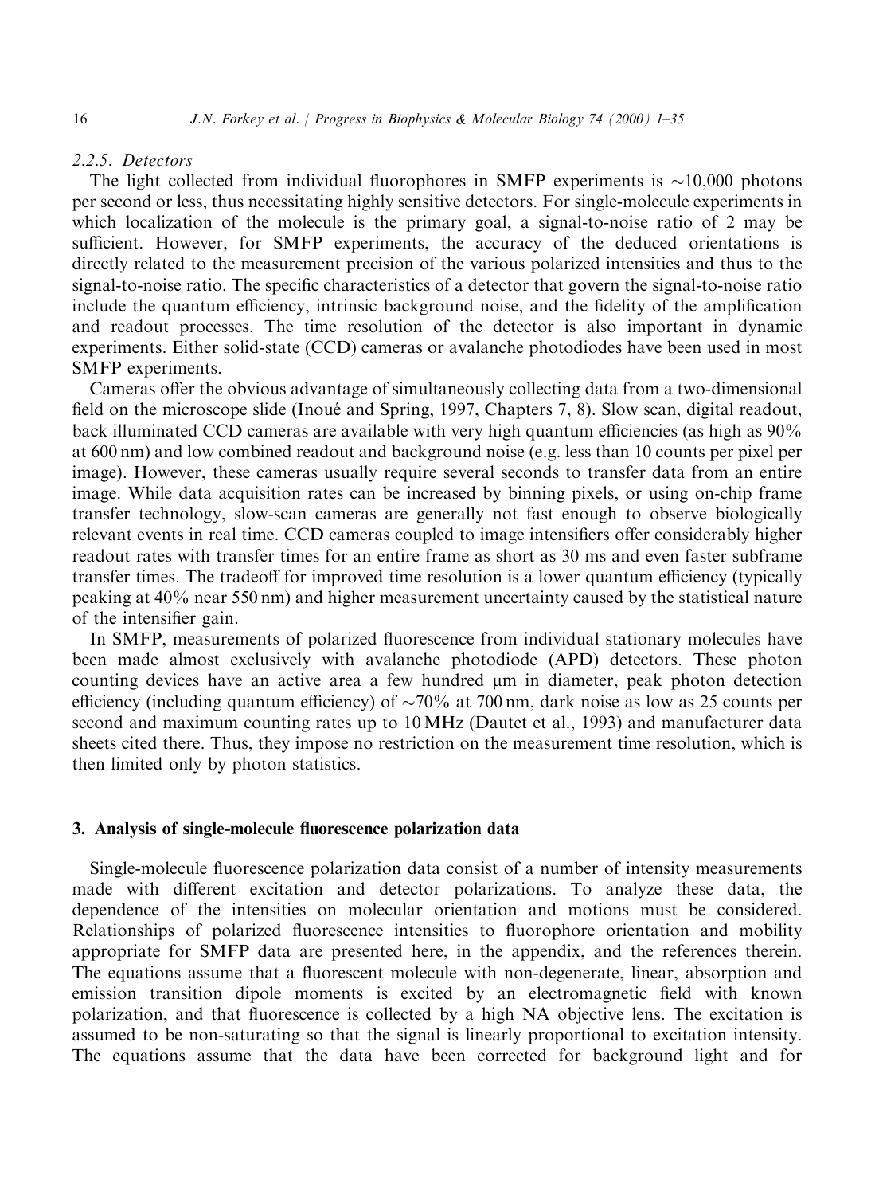#### 2.2.5. Detectors

The light collected from individual fluorophores in SMFP experiments is ~10,000 photons per second or less, thus necessitating highly sensitive detectors. For single-molecule experiments in which localization of the molecule is the primary goal, a signal-to-noise ratio of 2 may be sufficient. However, for SMFP experiments, the accuracy of the deduced orientations is directly related to the measurement precision of the various polarized intensities and thus to the signal-to-noise ratio. The specific characteristics of a detector that govern the signal-to-noise ratio include the quantum efficiency, intrinsic background noise, and the fidelity of the amplification and readout processes. The time resolution of the detector is also important in dynamic experiments. Either solid-state (CCD) cameras or avalanche photodiodes have been used in most SMFP experiments.

Cameras offer the obvious advantage of simultaneously collecting data from a two-dimensional field on the microscope slide (Inoué and Spring, 1997, Chapters 7, 8). Slow scan, digital readout, back illuminated CCD cameras are available with very high quantum efficiencies (as high as 90% at 600 nm) and low combined readout and background noise (e.g. less than 10 counts per pixel per image). However, these cameras usually require several seconds to transfer data from an entire image. While data acquisition rates can be increased by binning pixels, or using on-chip frame transfer technology, slow-scan cameras are generally not fast enough to observe biologically relevant events in real time. CCD cameras coupled to image intensifiers offer considerably higher readout rates with transfer times for an entire frame as short as 30 ms and even faster subframe transfer times. The tradeoff for improved time resolution is a lower quantum efficiency (typically peaking at 40% near 550 nm) and higher measurement uncertainty caused by the statistical nature of the intensifier gain.

In SMFP, measurements of polarized fluorescence from individual stationary molecules have been made almost exclusively with avalanche photodiode (APD) detectors. These photon counting devices have an active area a few hundred μm in diameter, peak photon detection efficiency (including quantum efficiency) of ~70% at 700 nm, dark noise as low as 25 counts per second and maximum counting rates up to 10 MHz (Dautet et al., 1993) and manufacturer data sheets cited there. Thus, they impose no restriction on the measurement time resolution, which is then limited only by photon statistics.

## 3. Analysis of single-molecule fluorescence polarization data

Single-molecule fluorescence polarization data consist of a number of intensity measurements made with different excitation and detector polarizations. To analyze these data, the dependence of the intensities on molecular orientation and motions must be considered. Relationships of polarized fluorescence intensities to fluorophore orientation and mobility appropriate for SMFP data are presented here, in the appendix, and the references therein. The equations assume that a fluorescent molecule with non-degenerate, linear, absorption and emission transition dipole moments is excited by an electromagnetic field with known polarization, and that fluorescence is collected by a high NA objective lens. The excitation is assumed to be non-saturating so that the signal is linearly proportional to excitation intensity. The equations assume that the data have been corrected for background light and for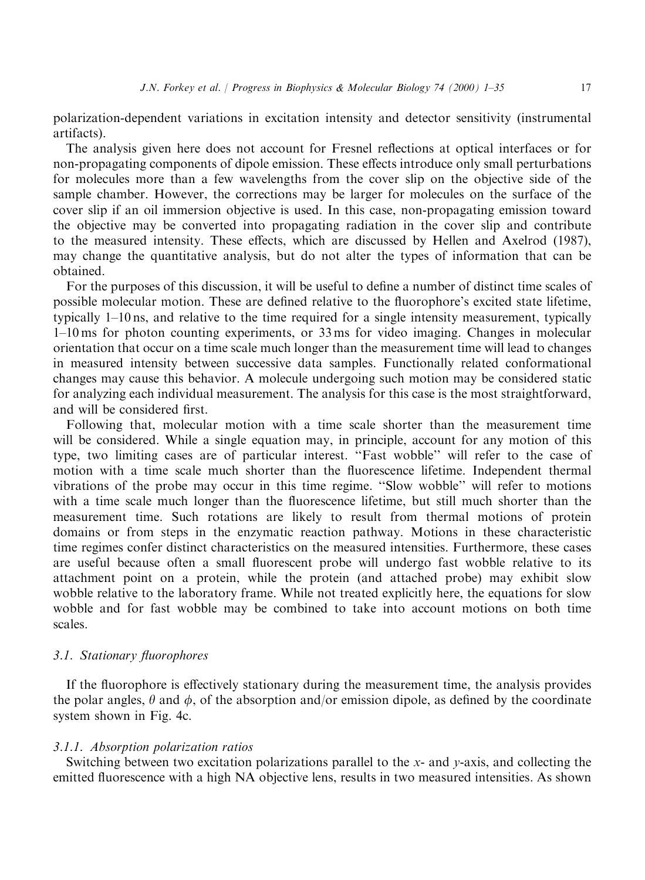polarization-dependent variations in excitation intensity and detector sensitivity (instrumental artifacts).

The analysis given here does not account for Fresnel reflections at optical interfaces or for non-propagating components of dipole emission. These effects introduce only small perturbations for molecules more than a few wavelengths from the cover slip on the objective side of the sample chamber. However, the corrections may be larger for molecules on the surface of the cover slip if an oil immersion objective is used. In this case, non-propagating emission toward the objective may be converted into propagating radiation in the cover slip and contribute to the measured intensity. These effects, which are discussed by Hellen and Axelrod (1987), may change the quantitative analysis, but do not alter the types of information that can be obtained.

For the purposes of this discussion, it will be useful to define a number of distinct time scales of possible molecular motion. These are defined relative to the fluorophore's excited state lifetime, typically 1–10 ns, and relative to the time required for a single intensity measurement, typically 1–10 ms for photon counting experiments, or 33 ms for video imaging. Changes in molecular orientation that occur on a time scale much longer than the measurement time will lead to changes in measured intensity between successive data samples. Functionally related conformational changes may cause this behavior. A molecule undergoing such motion may be considered static for analyzing each individual measurement. The analysis for this case is the most straightforward, and will be considered first.

Following that, molecular motion with a time scale shorter than the measurement time will be considered. While a single equation may, in principle, account for any motion of this type, two limiting cases are of particular interest. "Fast wobble" will refer to the case of motion with a time scale much shorter than the fluorescence lifetime. Independent thermal vibrations of the probe may occur in this time regime. "Slow wobble" will refer to motions with a time scale much longer than the fluorescence lifetime, but still much shorter than the measurement time. Such rotations are likely to result from thermal motions of protein domains or from steps in the enzymatic reaction pathway. Motions in these characteristic time regimes confer distinct characteristics on the measured intensities. Furthermore, these cases are useful because often a small fluorescent probe will undergo fast wobble relative to its attachment point on a protein, while the protein (and attached probe) may exhibit slow wobble relative to the laboratory frame. While not treated explicitly here, the equations for slow wobble and for fast wobble may be combined to take into account motions on both time scales.

### 3.1. Stationary fluorophores

If the fluorophore is effectively stationary during the measurement time, the analysis provides the polar angles, $\theta$ and $\phi$, of the absorption and/or emission dipole, as defined by the coordinate system shown in Fig. 4c.

#### 3.1.1. Absorption polarization ratios

Switching between two excitation polarizations parallel to the $x$- and $y$-axis, and collecting the emitted fluorescence with a high NA objective lens, results in two measured intensities. As shown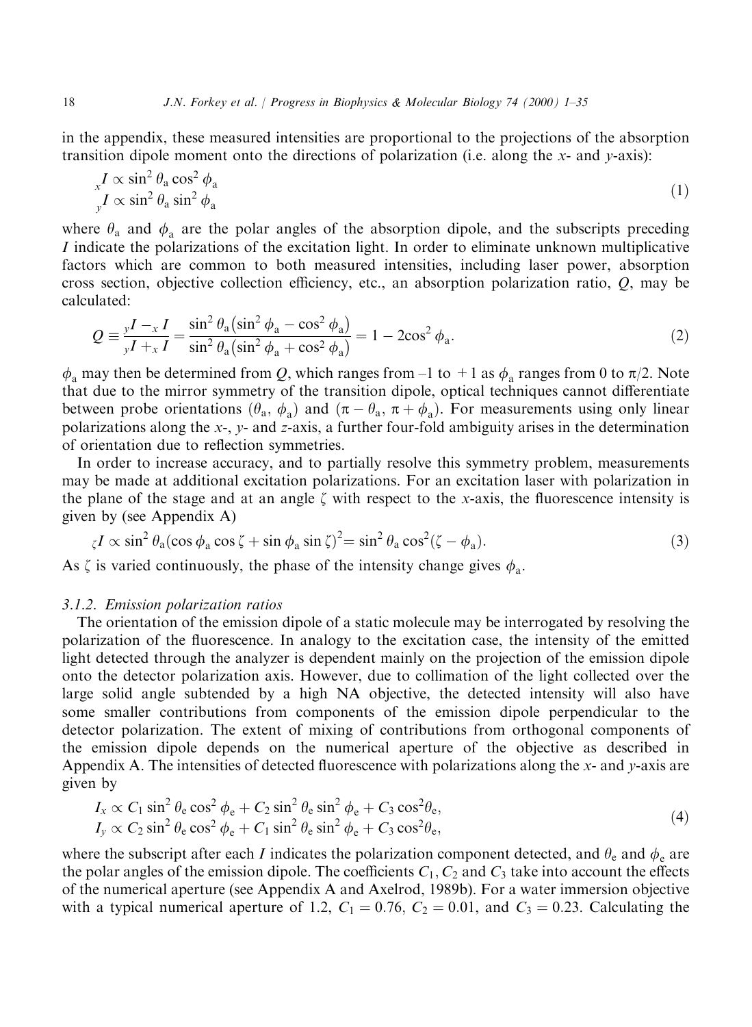in the appendix, these measured intensities are proportional to the projections of the absorption transition dipole moment onto the directions of polarization (i.e. along the $x$- and $y$-axis):

$$
\begin{aligned}
{}_{x}I &\propto \sin^2\theta_\mathrm{a}\cos^2\phi_\mathrm{a} \\
{}_{y}I &\propto \sin^2\theta_\mathrm{a}\sin^2\phi_\mathrm{a}
\end{aligned} \tag{1}
$$

where $\theta_\mathrm{a}$ and $\phi_\mathrm{a}$ are the polar angles of the absorption dipole, and the subscripts preceding $I$ indicate the polarizations of the excitation light. In order to eliminate unknown multiplicative factors which are common to both measured intensities, including laser power, absorption cross section, objective collection efficiency, etc., an absorption polarization ratio, $Q$, may be calculated:

$$
Q \equiv \frac{{}_{y}I - {}_{x}I}{{}_{y}I + {}_{x}I} = \frac{\sin^2\theta_\mathrm{a}\left(\sin^2\phi_\mathrm{a} - \cos^2\phi_\mathrm{a}\right)}{\sin^2\theta_\mathrm{a}\left(\sin^2\phi_\mathrm{a} + \cos^2\phi_\mathrm{a}\right)} = 1 - 2\cos^2\phi_\mathrm{a}. \tag{2}
$$

$\phi_\mathrm{a}$ may then be determined from $Q$, which ranges from $-1$ to $+1$ as $\phi_\mathrm{a}$ ranges from 0 to $\pi/2$. Note that due to the mirror symmetry of the transition dipole, optical techniques cannot differentiate between probe orientations ($\theta_\mathrm{a}$, $\phi_\mathrm{a}$) and ($\pi - \theta_\mathrm{a}$, $\pi + \phi_\mathrm{a}$). For measurements using only linear polarizations along the $x$-, $y$- and $z$-axis, a further four-fold ambiguity arises in the determination of orientation due to reflection symmetries.

In order to increase accuracy, and to partially resolve this symmetry problem, measurements may be made at additional excitation polarizations. For an excitation laser with polarization in the plane of the stage and at an angle $\zeta$ with respect to the $x$-axis, the fluorescence intensity is given by (see Appendix A)

$$
{}_{\zeta}I \propto \sin^2\theta_\mathrm{a}(\cos\phi_\mathrm{a}\cos\zeta + \sin\phi_\mathrm{a}\sin\zeta)^2 = \sin^2\theta_\mathrm{a}\cos^2(\zeta - \phi_\mathrm{a}). \tag{3}
$$

As $\zeta$ is varied continuously, the phase of the intensity change gives $\phi_\mathrm{a}$.

### 3.1.2. Emission polarization ratios

The orientation of the emission dipole of a static molecule may be interrogated by resolving the polarization of the fluorescence. In analogy to the excitation case, the intensity of the emitted light detected through the analyzer is dependent mainly on the projection of the emission dipole onto the detector polarization axis. However, due to collimation of the light collected over the large solid angle subtended by a high NA objective, the detected intensity will also have some smaller contributions from components of the emission dipole perpendicular to the detector polarization. The extent of mixing of contributions from orthogonal components of the emission dipole depends on the numerical aperture of the objective as described in Appendix A. The intensities of detected fluorescence with polarizations along the $x$- and $y$-axis are given by

$$
\begin{aligned}
I_x &\propto C_1\sin^2\theta_\mathrm{e}\cos^2\phi_\mathrm{e} + C_2\sin^2\theta_\mathrm{e}\sin^2\phi_\mathrm{e} + C_3\cos^2\theta_\mathrm{e}, \\
I_y &\propto C_2\sin^2\theta_\mathrm{e}\cos^2\phi_\mathrm{e} + C_1\sin^2\theta_\mathrm{e}\sin^2\phi_\mathrm{e} + C_3\cos^2\theta_\mathrm{e},
\end{aligned} \tag{4}
$$

where the subscript after each $I$ indicates the polarization component detected, and $\theta_\mathrm{e}$ and $\phi_\mathrm{e}$ are the polar angles of the emission dipole. The coefficients $C_1, C_2$ and $C_3$ take into account the effects of the numerical aperture (see Appendix A and Axelrod, 1989b). For a water immersion objective with a typical numerical aperture of 1.2, $C_1 = 0.76$, $C_2 = 0.01$, and $C_3 = 0.23$. Calculating the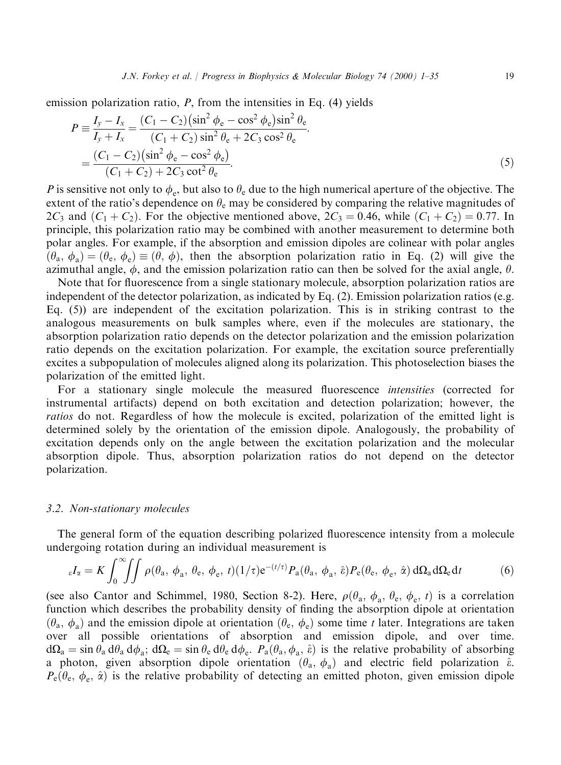emission polarization ratio, $P$, from the intensities in Eq. (4) yields

$$
\begin{aligned}
P \equiv \frac{I_y - I_x}{I_y + I_x} &= \frac{(C_1 - C_2)\left(\sin^2\phi_e - \cos^2\phi_e\right)\sin^2\theta_e}{(C_1 + C_2)\sin^2\theta_e + 2C_3\cos^2\theta_e}. \\
&= \frac{(C_1 - C_2)\left(\sin^2\phi_e - \cos^2\phi_e\right)}{(C_1 + C_2) + 2C_3\cot^2\theta_e}.
\end{aligned} \tag{5}
$$

$P$ is sensitive not only to $\phi_e$, but also to $\theta_e$ due to the high numerical aperture of the objective. The extent of the ratio's dependence on $\theta_e$ may be considered by comparing the relative magnitudes of $2C_3$ and $(C_1 + C_2)$. For the objective mentioned above, $2C_3 = 0.46$, while $(C_1 + C_2) = 0.77$. In principle, this polarization ratio may be combined with another measurement to determine both polar angles. For example, if the absorption and emission dipoles are colinear with polar angles $(\theta_a, \phi_a) = (\theta_e, \phi_e) \equiv (\theta, \phi)$, then the absorption polarization ratio in Eq. (2) will give the azimuthal angle, $\phi$, and the emission polarization ratio can then be solved for the axial angle, $\theta$.

Note that for fluorescence from a single stationary molecule, absorption polarization ratios are independent of the detector polarization, as indicated by Eq. (2). Emission polarization ratios (e.g. Eq. (5)) are independent of the excitation polarization. This is in striking contrast to the analogous measurements on bulk samples where, even if the molecules are stationary, the absorption polarization ratio depends on the detector polarization and the emission polarization ratio depends on the excitation polarization. For example, the excitation source preferentially excites a subpopulation of molecules aligned along its polarization. This photoselection biases the polarization of the emitted light.

For a stationary single molecule the measured fluorescence *intensities* (corrected for instrumental artifacts) depend on both excitation and detection polarization; however, the *ratios* do not. Regardless of how the molecule is excited, polarization of the emitted light is determined solely by the orientation of the emission dipole. Analogously, the probability of excitation depends only on the angle between the excitation polarization and the molecular absorption dipole. Thus, absorption polarization ratios do not depend on the detector polarization.

### 3.2. Non-stationary molecules

The general form of the equation describing polarized fluorescence intensity from a molecule undergoing rotation during an individual measurement is

$$
{}_{\varepsilon}I_{\alpha} = K\int_0^{\infty}\iint \rho(\theta_a, \phi_a, \theta_e, \phi_e, t)(1/\tau)\mathrm{e}^{-(t/\tau)}P_a(\theta_a, \phi_a, \hat{\varepsilon})P_e(\theta_e, \phi_e, \hat{\alpha})\,\mathrm{d}\Omega_a\,\mathrm{d}\Omega_e\,\mathrm{d}t \tag{6}
$$

(see also Cantor and Schimmel, 1980, Section 8-2). Here, $\rho(\theta_a, \phi_a, \theta_e, \phi_e, t)$ is a correlation function which describes the probability density of finding the absorption dipole at orientation $(\theta_a, \phi_a)$ and the emission dipole at orientation $(\theta_e, \phi_e)$ some time $t$ later. Integrations are taken over all possible orientations of absorption and emission dipole, and over time. $\mathrm{d}\Omega_a = \sin\theta_a\,\mathrm{d}\theta_a\,\mathrm{d}\phi_a$; $\mathrm{d}\Omega_e = \sin\theta_e\,\mathrm{d}\theta_e\,\mathrm{d}\phi_e$. $P_a(\theta_a, \phi_a, \hat{\varepsilon})$ is the relative probability of absorbing a photon, given absorption dipole orientation $(\theta_a, \phi_a)$ and electric field polarization $\hat{\varepsilon}$. $P_e(\theta_e, \phi_e, \hat{\alpha})$ is the relative probability of detecting an emitted photon, given emission dipole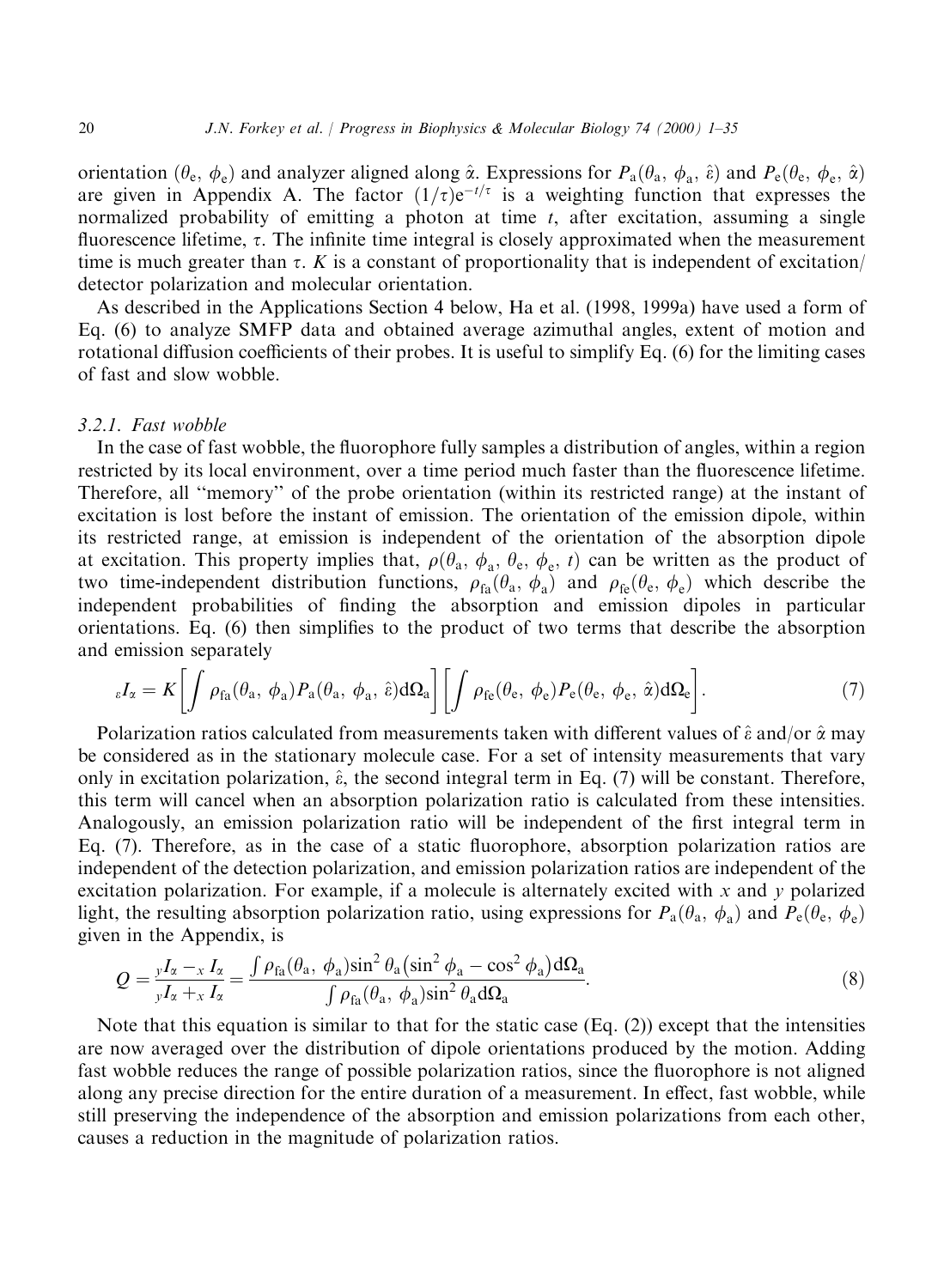orientation ($\theta_e$, $\phi_e$) and analyzer aligned along $\hat{\alpha}$. Expressions for $P_a(\theta_a, \phi_a, \hat{\varepsilon})$ and $P_e(\theta_e, \phi_e, \hat{\alpha})$ are given in Appendix A. The factor $(1/\tau)e^{-t/\tau}$ is a weighting function that expresses the normalized probability of emitting a photon at time $t$, after excitation, assuming a single fluorescence lifetime, $\tau$. The infinite time integral is closely approximated when the measurement time is much greater than $\tau$. $K$ is a constant of proportionality that is independent of excitation/detector polarization and molecular orientation.

As described in the Applications Section 4 below, Ha et al. (1998, 1999a) have used a form of Eq. (6) to analyze SMFP data and obtained average azimuthal angles, extent of motion and rotational diffusion coefficients of their probes. It is useful to simplify Eq. (6) for the limiting cases of fast and slow wobble.

### 3.2.1. Fast wobble

In the case of fast wobble, the fluorophore fully samples a distribution of angles, within a region restricted by its local environment, over a time period much faster than the fluorescence lifetime. Therefore, all "memory" of the probe orientation (within its restricted range) at the instant of excitation is lost before the instant of emission. The orientation of the emission dipole, within its restricted range, at emission is independent of the orientation of the absorption dipole at excitation. This property implies that, $\rho(\theta_a, \phi_a, \theta_e, \phi_e, t)$ can be written as the product of two time-independent distribution functions, $\rho_{fa}(\theta_a, \phi_a)$ and $\rho_{fe}(\theta_e, \phi_e)$ which describe the independent probabilities of finding the absorption and emission dipoles in particular orientations. Eq. (6) then simplifies to the product of two terms that describe the absorption and emission separately

$$
{}_{\varepsilon}I_{\alpha} = K\left[\int \rho_{fa}(\theta_a, \phi_a)P_a(\theta_a, \phi_a, \hat{\varepsilon})\mathrm{d}\Omega_a\right]\left[\int \rho_{fe}(\theta_e, \phi_e)P_e(\theta_e, \phi_e, \hat{\alpha})\mathrm{d}\Omega_e\right]. \tag{7}
$$

Polarization ratios calculated from measurements taken with different values of $\hat{\varepsilon}$ and/or $\hat{\alpha}$ may be considered as in the stationary molecule case. For a set of intensity measurements that vary only in excitation polarization, $\hat{\varepsilon}$, the second integral term in Eq. (7) will be constant. Therefore, this term will cancel when an absorption polarization ratio is calculated from these intensities. Analogously, an emission polarization ratio will be independent of the first integral term in Eq. (7). Therefore, as in the case of a static fluorophore, absorption polarization ratios are independent of the detection polarization, and emission polarization ratios are independent of the excitation polarization. For example, if a molecule is alternately excited with $x$ and $y$ polarized light, the resulting absorption polarization ratio, using expressions for $P_a(\theta_a, \phi_a)$ and $P_e(\theta_e, \phi_e)$ given in the Appendix, is

$$
Q = \frac{{}_{y}I_{\alpha} - {}_{x}I_{\alpha}}{{}_{y}I_{\alpha} + {}_{x}I_{\alpha}} = \frac{\int \rho_{fa}(\theta_a, \phi_a)\sin^2\theta_a\left(\sin^2\phi_a - \cos^2\phi_a\right)\mathrm{d}\Omega_a}{\int \rho_{fa}(\theta_a, \phi_a)\sin^2\theta_a\mathrm{d}\Omega_a}. \tag{8}
$$

Note that this equation is similar to that for the static case (Eq. (2)) except that the intensities are now averaged over the distribution of dipole orientations produced by the motion. Adding fast wobble reduces the range of possible polarization ratios, since the fluorophore is not aligned along any precise direction for the entire duration of a measurement. In effect, fast wobble, while still preserving the independence of the absorption and emission polarizations from each other, causes a reduction in the magnitude of polarization ratios.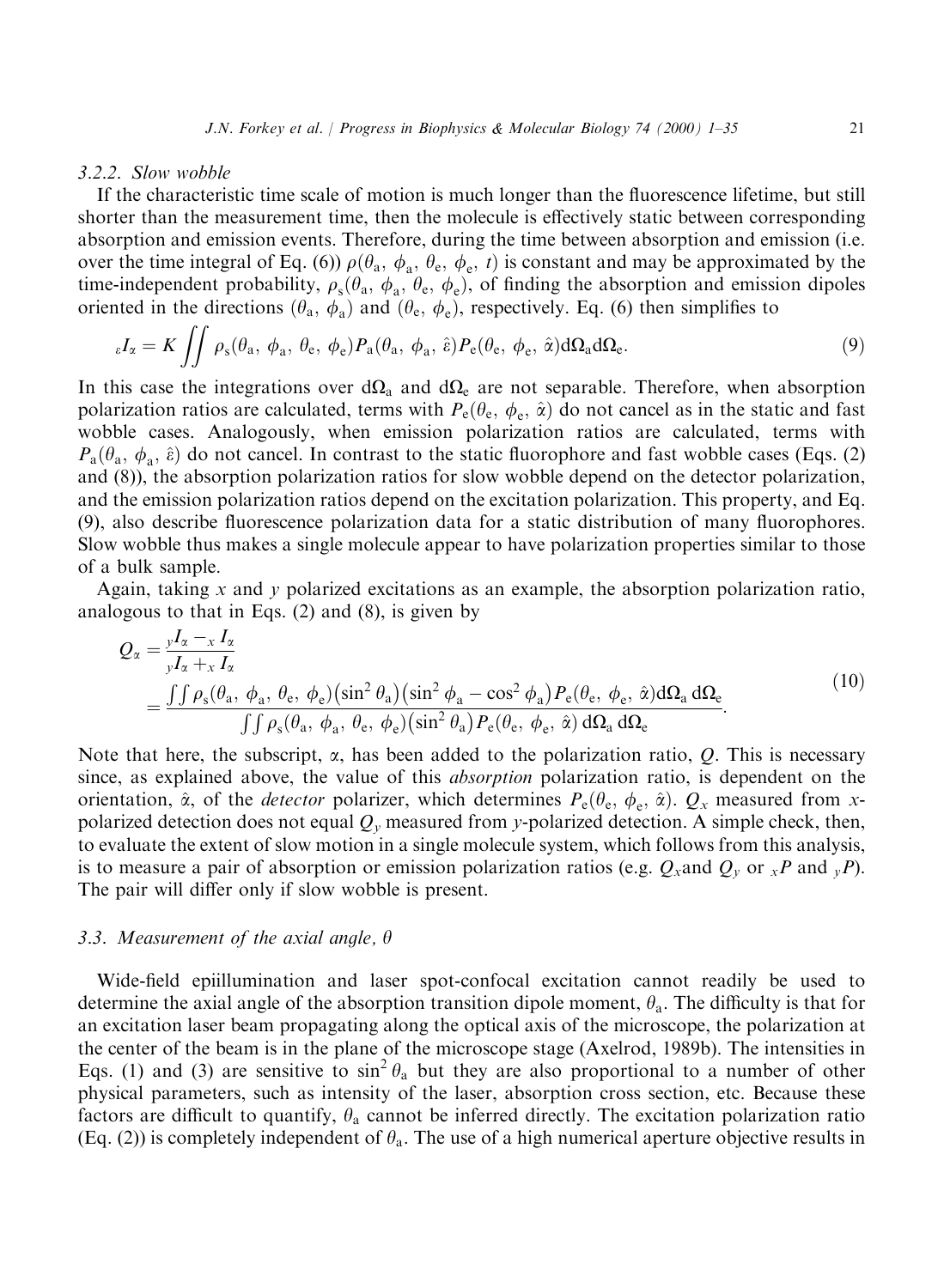### 3.2.2. Slow wobble

If the characteristic time scale of motion is much longer than the fluorescence lifetime, but still shorter than the measurement time, then the molecule is effectively static between corresponding absorption and emission events. Therefore, during the time between absorption and emission (i.e. over the time integral of Eq. (6)) $\rho(\theta_a, \phi_a, \theta_e, \phi_e, t)$ is constant and may be approximated by the time-independent probability, $\rho_s(\theta_a, \phi_a, \theta_e, \phi_e)$, of finding the absorption and emission dipoles oriented in the directions $(\theta_a, \phi_a)$ and $(\theta_e, \phi_e)$, respectively. Eq. (6) then simplifies to

$$
{}_{\varepsilon}I_{\alpha} = K \iint \rho_s(\theta_a, \phi_a, \theta_e, \phi_e) P_a(\theta_a, \phi_a, \hat{\varepsilon}) P_e(\theta_e, \phi_e, \hat{\alpha}) \mathrm{d}\Omega_a \mathrm{d}\Omega_e. \tag{9}
$$

In this case the integrations over $\mathrm{d}\Omega_a$ and $\mathrm{d}\Omega_e$ are not separable. Therefore, when absorption polarization ratios are calculated, terms with $P_e(\theta_e, \phi_e, \hat{\alpha})$ do not cancel as in the static and fast wobble cases. Analogously, when emission polarization ratios are calculated, terms with $P_a(\theta_a, \phi_a, \hat{\varepsilon})$ do not cancel. In contrast to the static fluorophore and fast wobble cases (Eqs. (2) and (8)), the absorption polarization ratios for slow wobble depend on the detector polarization, and the emission polarization ratios depend on the excitation polarization. This property, and Eq. (9), also describe fluorescence polarization data for a static distribution of many fluorophores. Slow wobble thus makes a single molecule appear to have polarization properties similar to those of a bulk sample.

Again, taking $x$ and $y$ polarized excitations as an example, the absorption polarization ratio, analogous to that in Eqs. (2) and (8), is given by

$$
\begin{aligned}
Q_{\alpha} &= \frac{{}_{y}I_{\alpha} - {}_{x}I_{\alpha}}{{}_{y}I_{\alpha} + {}_{x}I_{\alpha}} \\
&= \frac{\iint \rho_s(\theta_a, \phi_a, \theta_e, \phi_e)\left(\sin^2\theta_a\right)\left(\sin^2\phi_a - \cos^2\phi_a\right) P_e(\theta_e, \phi_e, \hat{\alpha}) \mathrm{d}\Omega_a \, \mathrm{d}\Omega_e}{\iint \rho_s(\theta_a, \phi_a, \theta_e, \phi_e)\left(\sin^2\theta_a\right) P_e(\theta_e, \phi_e, \hat{\alpha}) \, \mathrm{d}\Omega_a \, \mathrm{d}\Omega_e}.
\end{aligned} \tag{10}
$$

Note that here, the subscript, $\alpha$, has been added to the polarization ratio, $Q$. This is necessary since, as explained above, the value of this *absorption* polarization ratio, is dependent on the orientation, $\hat{\alpha}$, of the *detector* polarizer, which determines $P_e(\theta_e, \phi_e, \hat{\alpha})$. $Q_x$ measured from $x$-polarized detection does not equal $Q_y$ measured from $y$-polarized detection. A simple check, then, to evaluate the extent of slow motion in a single molecule system, which follows from this analysis, is to measure a pair of absorption or emission polarization ratios (e.g. $Q_x$ and $Q_y$ or ${}_xP$ and ${}_yP$). The pair will differ only if slow wobble is present.

## 3.3. Measurement of the axial angle, $\theta$

Wide-field epiillumination and laser spot-confocal excitation cannot readily be used to determine the axial angle of the absorption transition dipole moment, $\theta_a$. The difficulty is that for an excitation laser beam propagating along the optical axis of the microscope, the polarization at the center of the beam is in the plane of the microscope stage (Axelrod, 1989b). The intensities in Eqs. (1) and (3) are sensitive to $\sin^2\theta_a$ but they are also proportional to a number of other physical parameters, such as intensity of the laser, absorption cross section, etc. Because these factors are difficult to quantify, $\theta_a$ cannot be inferred directly. The excitation polarization ratio (Eq. (2)) is completely independent of $\theta_a$. The use of a high numerical aperture objective results in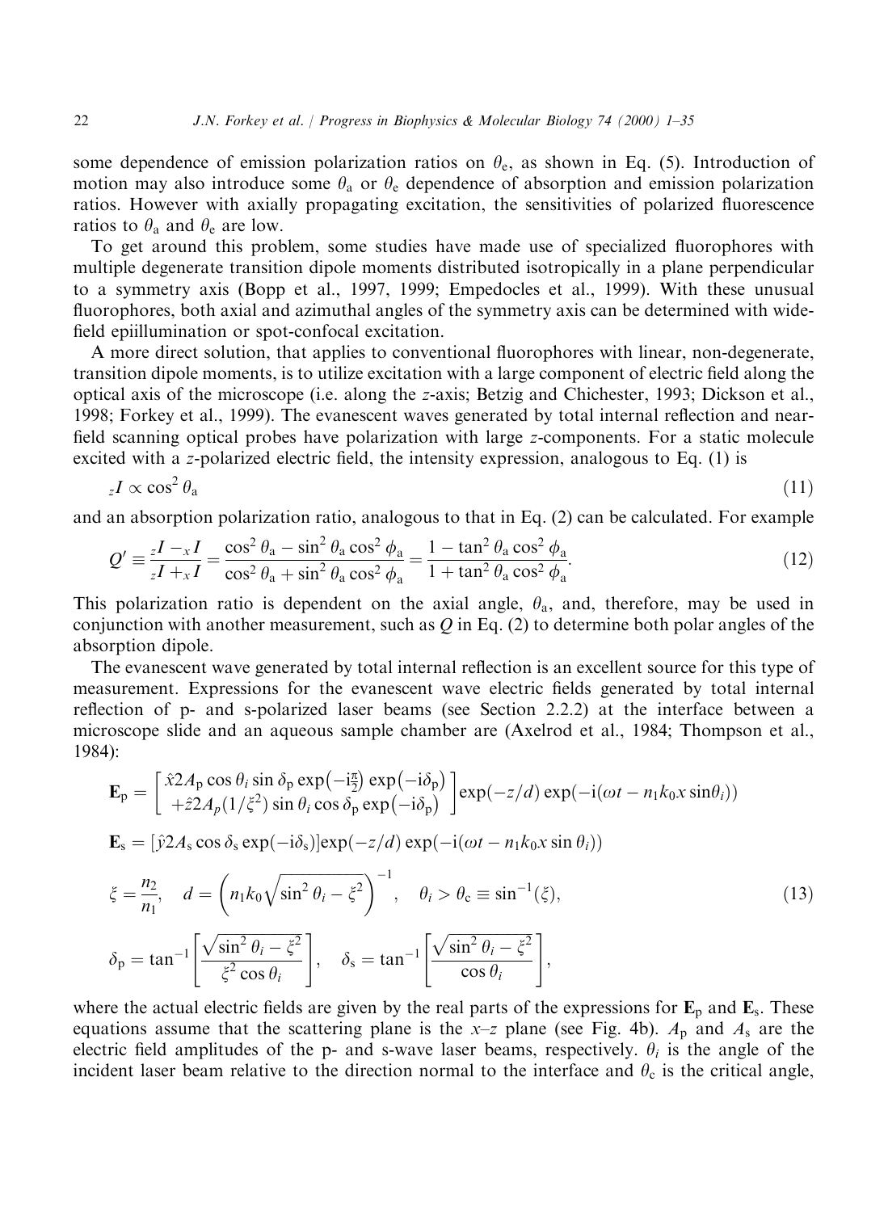some dependence of emission polarization ratios on $\theta_e$, as shown in Eq. (5). Introduction of motion may also introduce some $\theta_a$ or $\theta_e$ dependence of absorption and emission polarization ratios. However with axially propagating excitation, the sensitivities of polarized fluorescence ratios to $\theta_a$ and $\theta_e$ are low.

To get around this problem, some studies have made use of specialized fluorophores with multiple degenerate transition dipole moments distributed isotropically in a plane perpendicular to a symmetry axis (Bopp et al., 1997, 1999; Empedocles et al., 1999). With these unusual fluorophores, both axial and azimuthal angles of the symmetry axis can be determined with wide-field epiillumination or spot-confocal excitation.

A more direct solution, that applies to conventional fluorophores with linear, non-degenerate, transition dipole moments, is to utilize excitation with a large component of electric field along the optical axis of the microscope (i.e. along the $z$-axis; Betzig and Chichester, 1993; Dickson et al., 1998; Forkey et al., 1999). The evanescent waves generated by total internal reflection and near-field scanning optical probes have polarization with large $z$-components. For a static molecule excited with a $z$-polarized electric field, the intensity expression, analogous to Eq. (1) is

$$ {}_zI \propto \cos^2\theta_a \tag{11}$$

and an absorption polarization ratio, analogous to that in Eq. (2) can be calculated. For example

$$Q' \equiv \frac{{}_zI - {}_xI}{{}_zI + {}_xI} = \frac{\cos^2\theta_a - \sin^2\theta_a\cos^2\phi_a}{\cos^2\theta_a + \sin^2\theta_a\cos^2\phi_a} = \frac{1-\tan^2\theta_a\cos^2\phi_a}{1+\tan^2\theta_a\cos^2\phi_a}. \tag{12}$$

This polarization ratio is dependent on the axial angle, $\theta_a$, and, therefore, may be used in conjunction with another measurement, such as $Q$ in Eq. (2) to determine both polar angles of the absorption dipole.

The evanescent wave generated by total internal reflection is an excellent source for this type of measurement. Expressions for the evanescent wave electric fields generated by total internal reflection of p- and s-polarized laser beams (see Section 2.2.2) at the interface between a microscope slide and an aqueous sample chamber are (Axelrod et al., 1984; Thompson et al., 1984):

$$\begin{aligned}
\mathbf{E}_p &= \begin{bmatrix} \hat{x}2A_p\cos\theta_i\sin\delta_p\exp\left(-i\frac{\pi}{2}\right)\exp\left(-i\delta_p\right) \\ +\hat{z}2A_p(1/\xi^2)\sin\theta_i\cos\delta_p\exp\left(-i\delta_p\right)\end{bmatrix}\exp(-z/d)\exp(-i(\omega t - n_1k_0x\sin\theta_i)) \\
\mathbf{E}_s &= [\hat{y}2A_s\cos\delta_s\exp(-i\delta_s)]\exp(-z/d)\exp(-i(\omega t - n_1k_0x\sin\theta_i)) \\
\xi &= \frac{n_2}{n_1}, \quad d = \left(n_1k_0\sqrt{\sin^2\theta_i - \xi^2}\right)^{-1}, \quad \theta_i > \theta_c \equiv \sin^{-1}(\xi), \\
\delta_p &= \tan^{-1}\left[\frac{\sqrt{\sin^2\theta_i - \xi^2}}{\xi^2\cos\theta_i}\right], \quad \delta_s = \tan^{-1}\left[\frac{\sqrt{\sin^2\theta_i-\xi^2}}{\cos\theta_i}\right],
\end{aligned} \tag{13}$$

where the actual electric fields are given by the real parts of the expressions for $\mathbf{E}_p$ and $\mathbf{E}_s$. These equations assume that the scattering plane is the $x$–$z$ plane (see Fig. 4b). $A_p$ and $A_s$ are the electric field amplitudes of the p- and s-wave laser beams, respectively. $\theta_i$ is the angle of the incident laser beam relative to the direction normal to the interface and $\theta_c$ is the critical angle,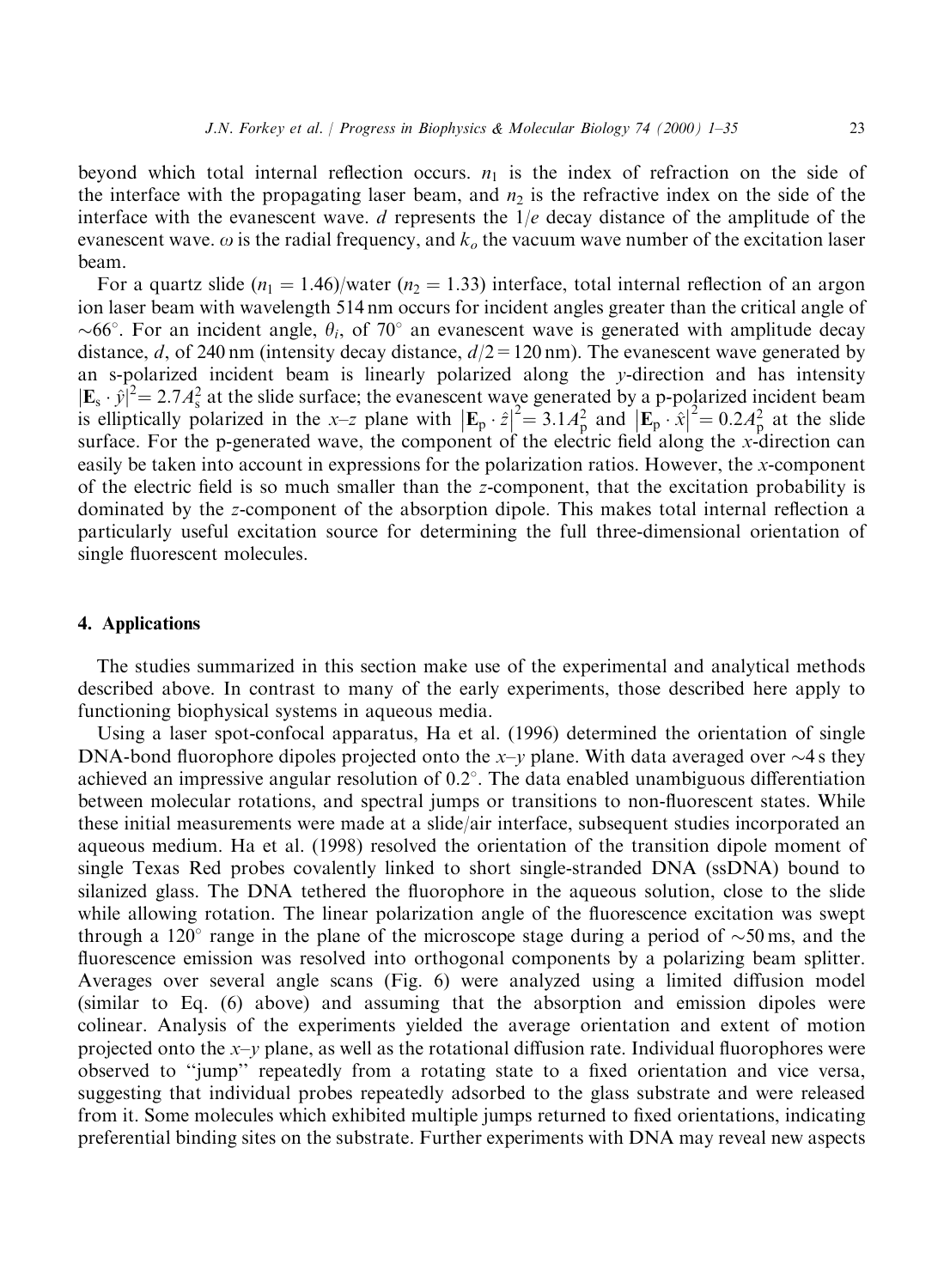beyond which total internal reflection occurs. $n_1$ is the index of refraction on the side of the interface with the propagating laser beam, and $n_2$ is the refractive index on the side of the interface with the evanescent wave. $d$ represents the $1/e$ decay distance of the amplitude of the evanescent wave. $\omega$ is the radial frequency, and $k_o$ the vacuum wave number of the excitation laser beam.

For a quartz slide ($n_1 = 1.46$)/water ($n_2 = 1.33$) interface, total internal reflection of an argon ion laser beam with wavelength 514 nm occurs for incident angles greater than the critical angle of $\sim 66^\circ$. For an incident angle, $\theta_i$, of $70^\circ$ an evanescent wave is generated with amplitude decay distance, $d$, of 240 nm (intensity decay distance, $d/2 = 120$ nm). The evanescent wave generated by an s-polarized incident beam is linearly polarized along the $y$-direction and has intensity $|\mathbf{E}_s \cdot \hat{y}|^2 = 2.7A_s^2$ at the slide surface; the evanescent wave generated by a p-polarized incident beam is elliptically polarized in the $x$–$z$ plane with $|\mathbf{E}_p \cdot \hat{z}|^2 = 3.1A_p^2$ and $|\mathbf{E}_p \cdot \hat{x}|^2 = 0.2A_p^2$ at the slide surface. For the p-generated wave, the component of the electric field along the $x$-direction can easily be taken into account in expressions for the polarization ratios. However, the $x$-component of the electric field is so much smaller than the $z$-component, that the excitation probability is dominated by the $z$-component of the absorption dipole. This makes total internal reflection a particularly useful excitation source for determining the full three-dimensional orientation of single fluorescent molecules.

## 4. Applications

The studies summarized in this section make use of the experimental and analytical methods described above. In contrast to many of the early experiments, those described here apply to functioning biophysical systems in aqueous media.

Using a laser spot-confocal apparatus, Ha et al. (1996) determined the orientation of single DNA-bond fluorophore dipoles projected onto the $x$–$y$ plane. With data averaged over $\sim 4$ s they achieved an impressive angular resolution of $0.2^\circ$. The data enabled unambiguous differentiation between molecular rotations, and spectral jumps or transitions to non-fluorescent states. While these initial measurements were made at a slide/air interface, subsequent studies incorporated an aqueous medium. Ha et al. (1998) resolved the orientation of the transition dipole moment of single Texas Red probes covalently linked to short single-stranded DNA (ssDNA) bound to silanized glass. The DNA tethered the fluorophore in the aqueous solution, close to the slide while allowing rotation. The linear polarization angle of the fluorescence excitation was swept through a $120^\circ$ range in the plane of the microscope stage during a period of $\sim 50$ ms, and the fluorescence emission was resolved into orthogonal components by a polarizing beam splitter. Averages over several angle scans (Fig. 6) were analyzed using a limited diffusion model (similar to Eq. (6) above) and assuming that the absorption and emission dipoles were colinear. Analysis of the experiments yielded the average orientation and extent of motion projected onto the $x$–$y$ plane, as well as the rotational diffusion rate. Individual fluorophores were observed to "jump" repeatedly from a rotating state to a fixed orientation and vice versa, suggesting that individual probes repeatedly adsorbed to the glass substrate and were released from it. Some molecules which exhibited multiple jumps returned to fixed orientations, indicating preferential binding sites on the substrate. Further experiments with DNA may reveal new aspects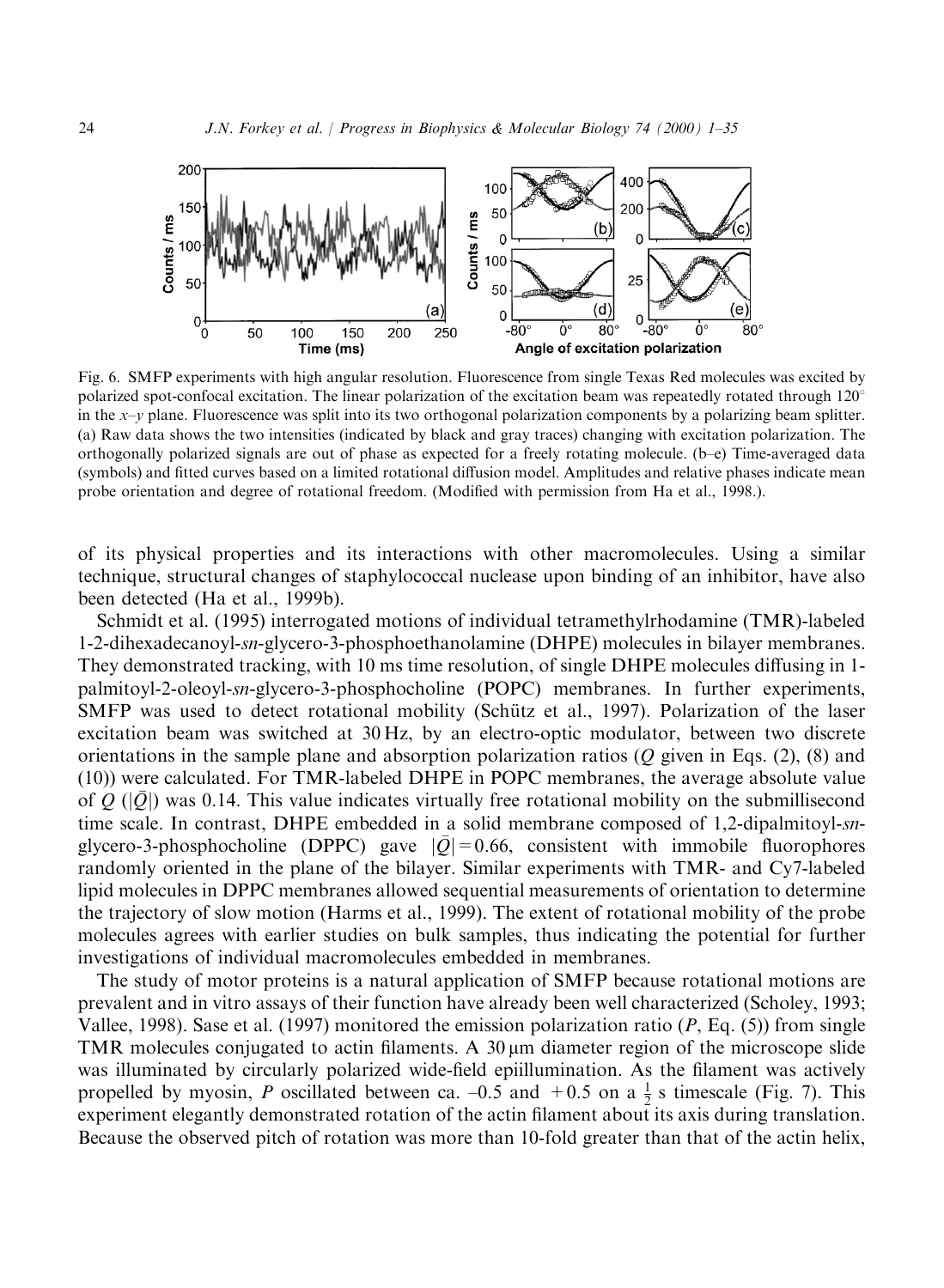Fig. 6. SMFP experiments with high angular resolution. Fluorescence from single Texas Red molecules was excited by polarized spot-confocal excitation. The linear polarization of the excitation beam was repeatedly rotated through 120° in the $x$–$y$ plane. Fluorescence was split into its two orthogonal polarization components by a polarizing beam splitter. (a) Raw data shows the two intensities (indicated by black and gray traces) changing with excitation polarization. The orthogonally polarized signals are out of phase as expected for a freely rotating molecule. (b–e) Time-averaged data (symbols) and fitted curves based on a limited rotational diffusion model. Amplitudes and relative phases indicate mean probe orientation and degree of rotational freedom. (Modified with permission from Ha et al., 1998.).

of its physical properties and its interactions with other macromolecules. Using a similar technique, structural changes of staphylococcal nuclease upon binding of an inhibitor, have also been detected (Ha et al., 1999b).

Schmidt et al. (1995) interrogated motions of individual tetramethylrhodamine (TMR)-labeled 1-2-dihexadecanoyl-*sn*-glycero-3-phosphoethanolamine (DHPE) molecules in bilayer membranes. They demonstrated tracking, with 10 ms time resolution, of single DHPE molecules diffusing in 1-palmitoyl-2-oleoyl-*sn*-glycero-3-phosphocholine (POPC) membranes. In further experiments, SMFP was used to detect rotational mobility (Schütz et al., 1997). Polarization of the laser excitation beam was switched at 30 Hz, by an electro-optic modulator, between two discrete orientations in the sample plane and absorption polarization ratios ($Q$ given in Eqs. (2), (8) and (10)) were calculated. For TMR-labeled DHPE in POPC membranes, the average absolute value of $Q$ ($|\bar{Q}|$) was 0.14. This value indicates virtually free rotational mobility on the submillisecond time scale. In contrast, DHPE embedded in a solid membrane composed of 1,2-dipalmitoyl-*sn*-glycero-3-phosphocholine (DPPC) gave $|\bar{Q}| = 0.66$, consistent with immobile fluorophores randomly oriented in the plane of the bilayer. Similar experiments with TMR- and Cy7-labeled lipid molecules in DPPC membranes allowed sequential measurements of orientation to determine the trajectory of slow motion (Harms et al., 1999). The extent of rotational mobility of the probe molecules agrees with earlier studies on bulk samples, thus indicating the potential for further investigations of individual macromolecules embedded in membranes.

The study of motor proteins is a natural application of SMFP because rotational motions are prevalent and in vitro assays of their function have already been well characterized (Scholey, 1993; Vallee, 1998). Sase et al. (1997) monitored the emission polarization ratio ($P$, Eq. (5)) from single TMR molecules conjugated to actin filaments. A 30 μm diameter region of the microscope slide was illuminated by circularly polarized wide-field epiillumination. As the filament was actively propelled by myosin, $P$ oscillated between ca. –0.5 and +0.5 on a $\frac{1}{2}$ s timescale (Fig. 7). This experiment elegantly demonstrated rotation of the actin filament about its axis during translation. Because the observed pitch of rotation was more than 10-fold greater than that of the actin helix,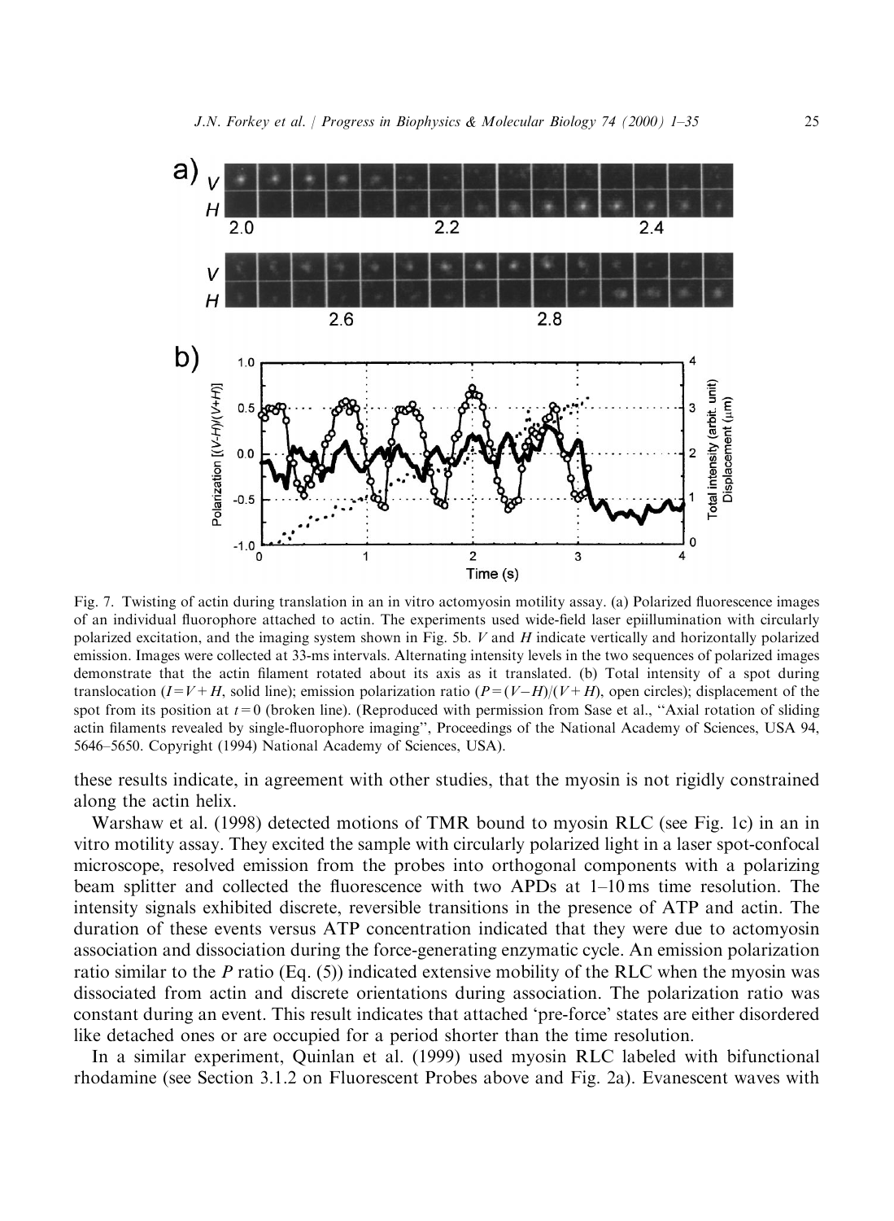Fig. 7. Twisting of actin during translation in an in vitro actomyosin motility assay. (a) Polarized fluorescence images of an individual fluorophore attached to actin. The experiments used wide-field laser epiillumination with circularly polarized excitation, and the imaging system shown in Fig. 5b. $V$ and $H$ indicate vertically and horizontally polarized emission. Images were collected at 33-ms intervals. Alternating intensity levels in the two sequences of polarized images demonstrate that the actin filament rotated about its axis as it translated. (b) Total intensity of a spot during translocation ($I = V + H$, solid line); emission polarization ratio ($P = (V - H)/(V + H)$, open circles); displacement of the spot from its position at $t = 0$ (broken line). (Reproduced with permission from Sase et al., "Axial rotation of sliding actin filaments revealed by single-fluorophore imaging", Proceedings of the National Academy of Sciences, USA 94, 5646–5650. Copyright (1994) National Academy of Sciences, USA).

these results indicate, in agreement with other studies, that the myosin is not rigidly constrained along the actin helix.

Warshaw et al. (1998) detected motions of TMR bound to myosin RLC (see Fig. 1c) in an in vitro motility assay. They excited the sample with circularly polarized light in a laser spot-confocal microscope, resolved emission from the probes into orthogonal components with a polarizing beam splitter and collected the fluorescence with two APDs at 1–10 ms time resolution. The intensity signals exhibited discrete, reversible transitions in the presence of ATP and actin. The duration of these events versus ATP concentration indicated that they were due to actomyosin association and dissociation during the force-generating enzymatic cycle. An emission polarization ratio similar to the $P$ ratio (Eq. (5)) indicated extensive mobility of the RLC when the myosin was dissociated from actin and discrete orientations during association. The polarization ratio was constant during an event. This result indicates that attached 'pre-force' states are either disordered like detached ones or are occupied for a period shorter than the time resolution.

In a similar experiment, Quinlan et al. (1999) used myosin RLC labeled with bifunctional rhodamine (see Section 3.1.2 on Fluorescent Probes above and Fig. 2a). Evanescent waves with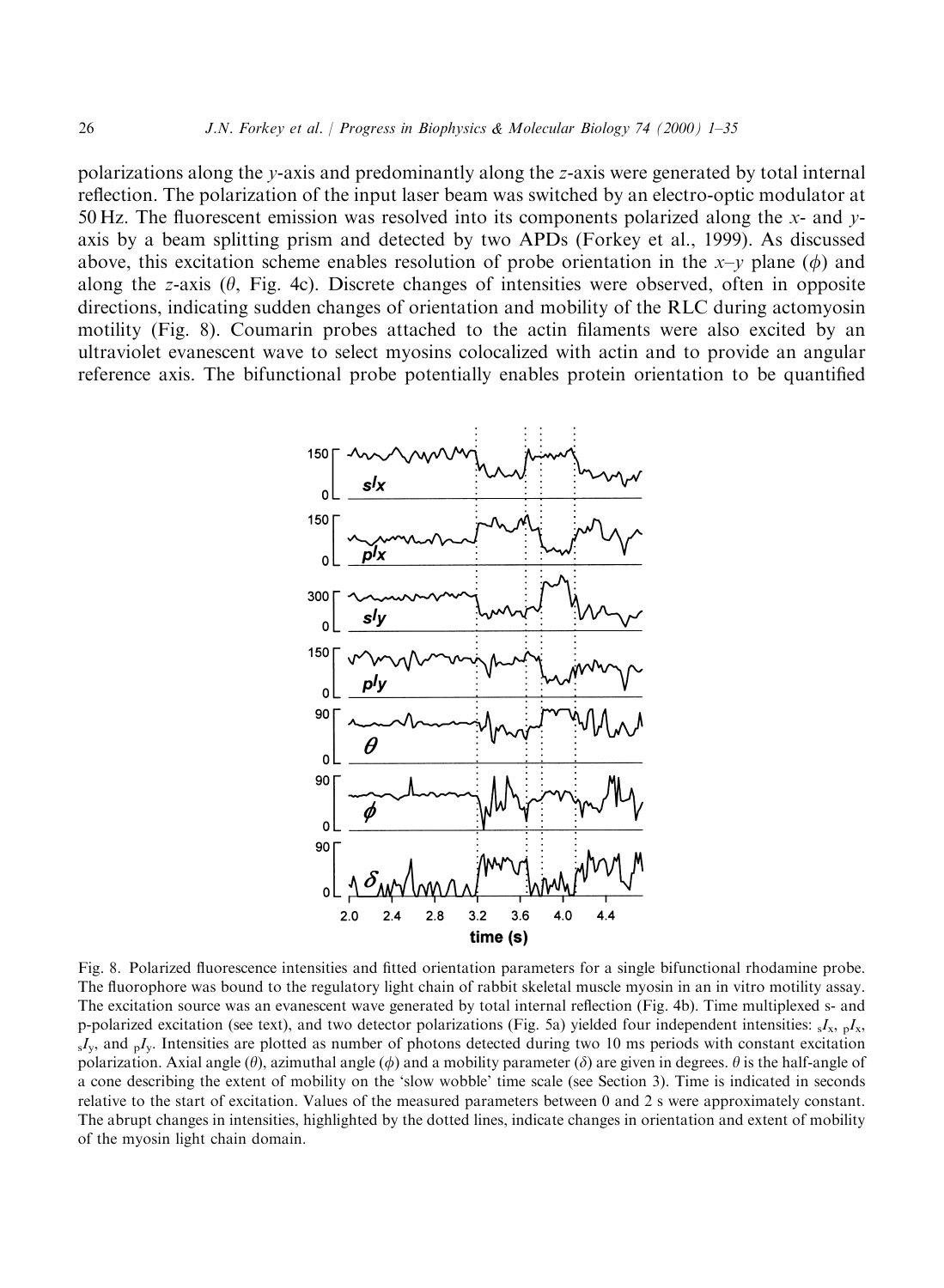polarizations along the $y$-axis and predominantly along the $z$-axis were generated by total internal reflection. The polarization of the input laser beam was switched by an electro-optic modulator at 50 Hz. The fluorescent emission was resolved into its components polarized along the $x$- and $y$-axis by a beam splitting prism and detected by two APDs (Forkey et al., 1999). As discussed above, this excitation scheme enables resolution of probe orientation in the $x$–$y$ plane ($\phi$) and along the $z$-axis ($\theta$, Fig. 4c). Discrete changes of intensities were observed, often in opposite directions, indicating sudden changes of orientation and mobility of the RLC during actomyosin motility (Fig. 8). Coumarin probes attached to the actin filaments were also excited by an ultraviolet evanescent wave to select myosins colocalized with actin and to provide an angular reference axis. The bifunctional probe potentially enables protein orientation to be quantified

Fig. 8. Polarized fluorescence intensities and fitted orientation parameters for a single bifunctional rhodamine probe. The fluorophore was bound to the regulatory light chain of rabbit skeletal muscle myosin in an in vitro motility assay. The excitation source was an evanescent wave generated by total internal reflection (Fig. 4b). Time multiplexed s- and p-polarized excitation (see text), and two detector polarizations (Fig. 5a) yielded four independent intensities: ${}_sI_x$, ${}_pI_x$, ${}_sI_y$, and ${}_pI_y$. Intensities are plotted as number of photons detected during two 10 ms periods with constant excitation polarization. Axial angle ($\theta$), azimuthal angle ($\phi$) and a mobility parameter ($\delta$) are given in degrees. $\theta$ is the half-angle of a cone describing the extent of mobility on the 'slow wobble' time scale (see Section 3). Time is indicated in seconds relative to the start of excitation. Values of the measured parameters between 0 and 2 s were approximately constant. The abrupt changes in intensities, highlighted by the dotted lines, indicate changes in orientation and extent of mobility of the myosin light chain domain.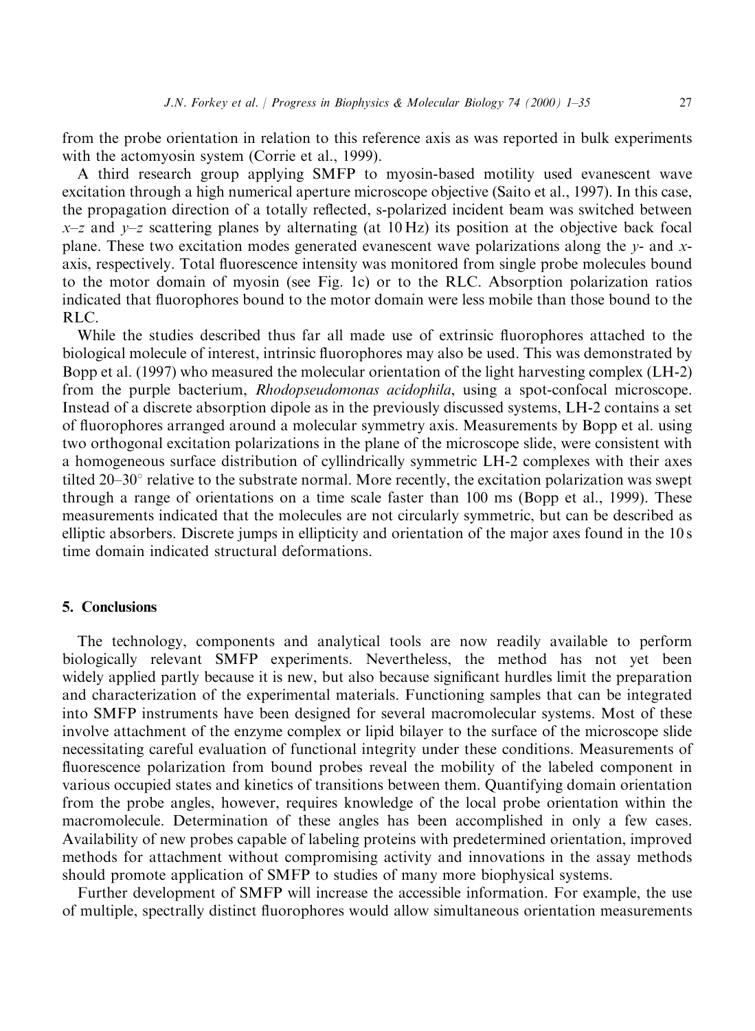from the probe orientation in relation to this reference axis as was reported in bulk experiments with the actomyosin system (Corrie et al., 1999).

A third research group applying SMFP to myosin-based motility used evanescent wave excitation through a high numerical aperture microscope objective (Saito et al., 1997). In this case, the propagation direction of a totally reflected, s-polarized incident beam was switched between $x$–$z$ and $y$–$z$ scattering planes by alternating (at 10 Hz) its position at the objective back focal plane. These two excitation modes generated evanescent wave polarizations along the $y$- and $x$-axis, respectively. Total fluorescence intensity was monitored from single probe molecules bound to the motor domain of myosin (see Fig. 1c) or to the RLC. Absorption polarization ratios indicated that fluorophores bound to the motor domain were less mobile than those bound to the RLC.

While the studies described thus far all made use of extrinsic fluorophores attached to the biological molecule of interest, intrinsic fluorophores may also be used. This was demonstrated by Bopp et al. (1997) who measured the molecular orientation of the light harvesting complex (LH-2) from the purple bacterium, *Rhodopseudomonas acidophila*, using a spot-confocal microscope. Instead of a discrete absorption dipole as in the previously discussed systems, LH-2 contains a set of fluorophores arranged around a molecular symmetry axis. Measurements by Bopp et al. using two orthogonal excitation polarizations in the plane of the microscope slide, were consistent with a homogeneous surface distribution of cyllindrically symmetric LH-2 complexes with their axes tilted 20–30° relative to the substrate normal. More recently, the excitation polarization was swept through a range of orientations on a time scale faster than 100 ms (Bopp et al., 1999). These measurements indicated that the molecules are not circularly symmetric, but can be described as elliptic absorbers. Discrete jumps in ellipticity and orientation of the major axes found in the 10 s time domain indicated structural deformations.

## 5. Conclusions

The technology, components and analytical tools are now readily available to perform biologically relevant SMFP experiments. Nevertheless, the method has not yet been widely applied partly because it is new, but also because significant hurdles limit the preparation and characterization of the experimental materials. Functioning samples that can be integrated into SMFP instruments have been designed for several macromolecular systems. Most of these involve attachment of the enzyme complex or lipid bilayer to the surface of the microscope slide necessitating careful evaluation of functional integrity under these conditions. Measurements of fluorescence polarization from bound probes reveal the mobility of the labeled component in various occupied states and kinetics of transitions between them. Quantifying domain orientation from the probe angles, however, requires knowledge of the local probe orientation within the macromolecule. Determination of these angles has been accomplished in only a few cases. Availability of new probes capable of labeling proteins with predetermined orientation, improved methods for attachment without compromising activity and innovations in the assay methods should promote application of SMFP to studies of many more biophysical systems.

Further development of SMFP will increase the accessible information. For example, the use of multiple, spectrally distinct fluorophores would allow simultaneous orientation measurements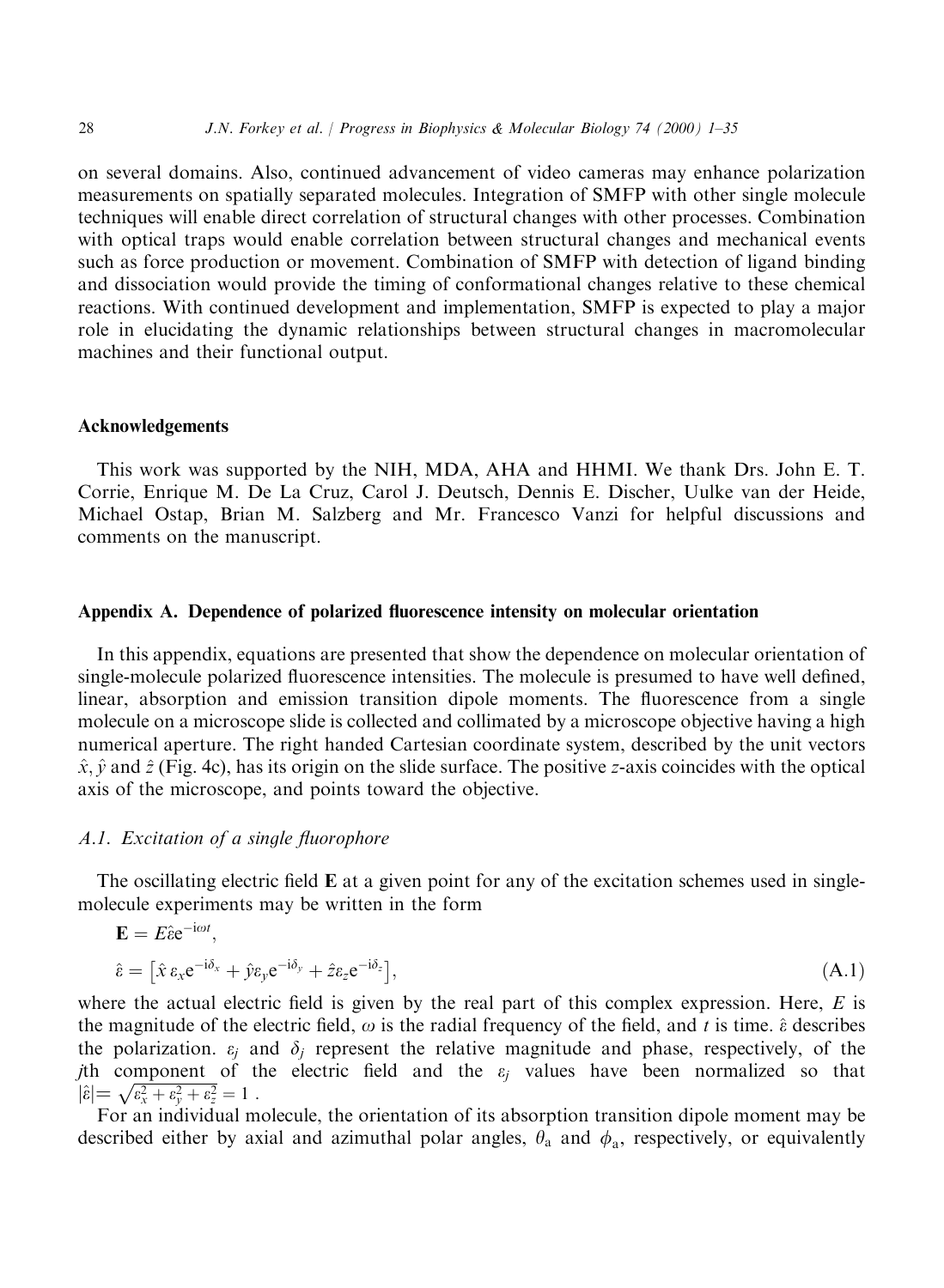on several domains. Also, continued advancement of video cameras may enhance polarization measurements on spatially separated molecules. Integration of SMFP with other single molecule techniques will enable direct correlation of structural changes with other processes. Combination with optical traps would enable correlation between structural changes and mechanical events such as force production or movement. Combination of SMFP with detection of ligand binding and dissociation would provide the timing of conformational changes relative to these chemical reactions. With continued development and implementation, SMFP is expected to play a major role in elucidating the dynamic relationships between structural changes in macromolecular machines and their functional output.

## Acknowledgements

This work was supported by the NIH, MDA, AHA and HHMI. We thank Drs. John E. T. Corrie, Enrique M. De La Cruz, Carol J. Deutsch, Dennis E. Discher, Uulke van der Heide, Michael Ostap, Brian M. Salzberg and Mr. Francesco Vanzi for helpful discussions and comments on the manuscript.

## Appendix A. Dependence of polarized fluorescence intensity on molecular orientation

In this appendix, equations are presented that show the dependence on molecular orientation of single-molecule polarized fluorescence intensities. The molecule is presumed to have well defined, linear, absorption and emission transition dipole moments. The fluorescence from a single molecule on a microscope slide is collected and collimated by a microscope objective having a high numerical aperture. The right handed Cartesian coordinate system, described by the unit vectors $\hat{x}$, $\hat{y}$ and $\hat{z}$ (Fig. 4c), has its origin on the slide surface. The positive $z$-axis coincides with the optical axis of the microscope, and points toward the objective.

### *A.1. Excitation of a single fluorophore*

The oscillating electric field $\mathbf{E}$ at a given point for any of the excitation schemes used in single-molecule experiments may be written in the form

$$\mathbf{E} = E\hat{\varepsilon}\mathrm{e}^{-\mathrm{i}\omega t},$$

$$\hat{\varepsilon} = \left[\hat{x}\,\varepsilon_x \mathrm{e}^{-\mathrm{i}\delta_x} + \hat{y}\varepsilon_y \mathrm{e}^{-\mathrm{i}\delta_y} + \hat{z}\varepsilon_z \mathrm{e}^{-\mathrm{i}\delta_z}\right], \tag{A.1}$$

where the actual electric field is given by the real part of this complex expression. Here, $E$ is the magnitude of the electric field, $\omega$ is the radial frequency of the field, and $t$ is time. $\hat{\varepsilon}$ describes the polarization. $\varepsilon_j$ and $\delta_j$ represent the relative magnitude and phase, respectively, of the $j$th component of the electric field and the $\varepsilon_j$ values have been normalized so that $|\hat{\varepsilon}| = \sqrt{\varepsilon_x^2 + \varepsilon_y^2 + \varepsilon_z^2} = 1$ .

For an individual molecule, the orientation of its absorption transition dipole moment may be described either by axial and azimuthal polar angles, $\theta_a$ and $\phi_a$, respectively, or equivalently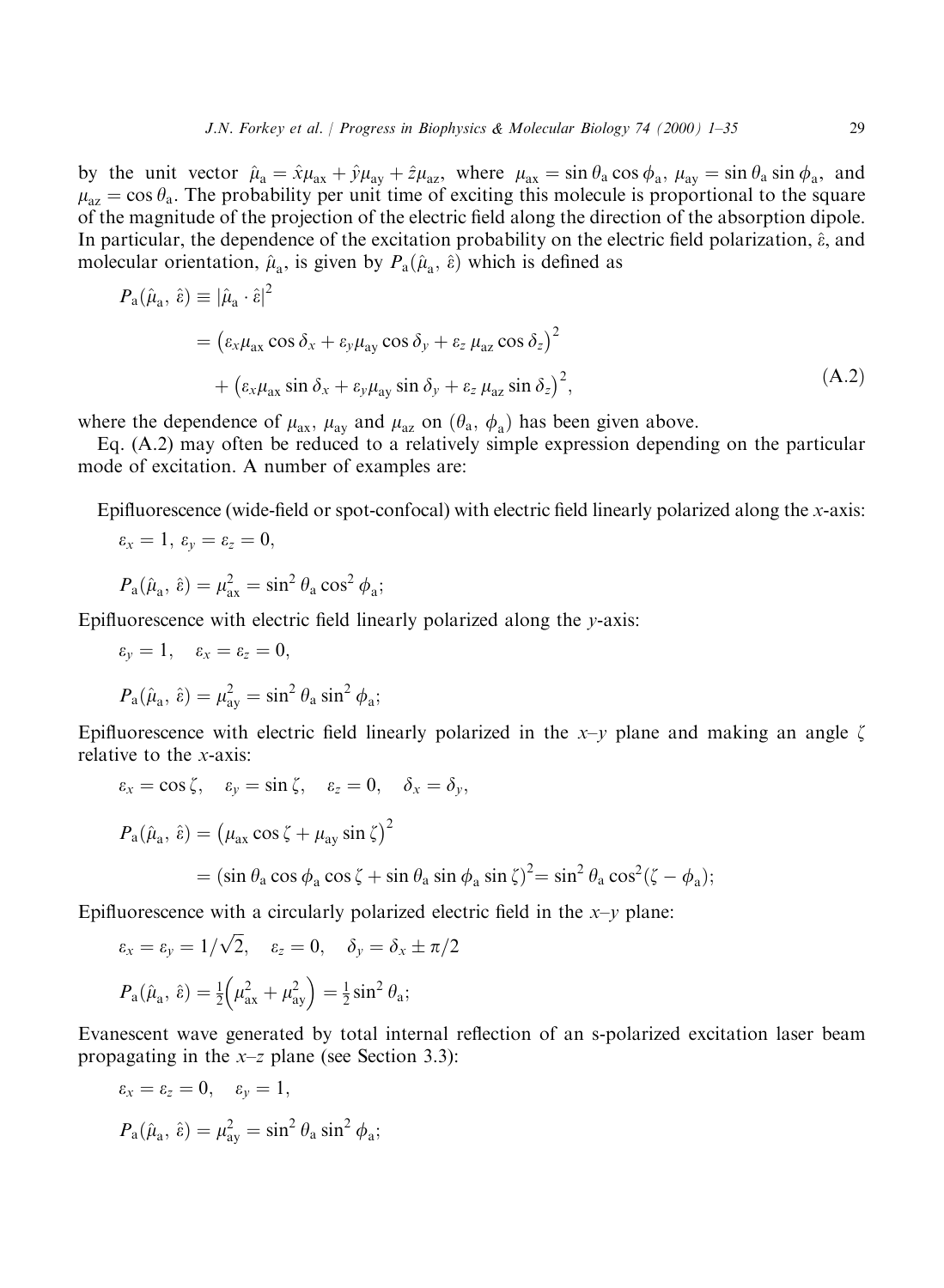by the unit vector $\hat{\mu}_a = \hat{x}\mu_{ax} + \hat{y}\mu_{ay} + \hat{z}\mu_{az}$, where $\mu_{ax} = \sin\theta_a \cos\phi_a$, $\mu_{ay} = \sin\theta_a \sin\phi_a$, and $\mu_{az} = \cos\theta_a$. The probability per unit time of exciting this molecule is proportional to the square of the magnitude of the projection of the electric field along the direction of the absorption dipole. In particular, the dependence of the excitation probability on the electric field polarization, $\hat{\varepsilon}$, and molecular orientation, $\hat{\mu}_a$, is given by $P_a(\hat{\mu}_a, \hat{\varepsilon})$ which is defined as

$$
\begin{aligned}
P_a(\hat{\mu}_a, \hat{\varepsilon}) &\equiv |\hat{\mu}_a \cdot \hat{\varepsilon}|^2 \\
&= \left(\varepsilon_x \mu_{ax} \cos\delta_x + \varepsilon_y \mu_{ay} \cos\delta_y + \varepsilon_z \mu_{az} \cos\delta_z\right)^2 \\
&\quad + \left(\varepsilon_x \mu_{ax} \sin\delta_x + \varepsilon_y \mu_{ay} \sin\delta_y + \varepsilon_z \mu_{az} \sin\delta_z\right)^2,
\end{aligned}
\tag{A.2}
$$

where the dependence of $\mu_{ax}$, $\mu_{ay}$ and $\mu_{az}$ on $(\theta_a, \phi_a)$ has been given above.

Eq. (A.2) may often be reduced to a relatively simple expression depending on the particular mode of excitation. A number of examples are:

Epifluorescence (wide-field or spot-confocal) with electric field linearly polarized along the $x$-axis:

$$\varepsilon_x = 1,\ \varepsilon_y = \varepsilon_z = 0,$$

$$P_a(\hat{\mu}_a, \hat{\varepsilon}) = \mu_{ax}^2 = \sin^2\theta_a \cos^2\phi_a;$$

Epifluorescence with electric field linearly polarized along the $y$-axis:

$$\varepsilon_y = 1, \quad \varepsilon_x = \varepsilon_z = 0,$$

$$P_a(\hat{\mu}_a, \hat{\varepsilon}) = \mu_{ay}^2 = \sin^2\theta_a \sin^2\phi_a;$$

Epifluorescence with electric field linearly polarized in the $x$–$y$ plane and making an angle $\zeta$ relative to the $x$-axis:

$$\varepsilon_x = \cos\zeta, \quad \varepsilon_y = \sin\zeta, \quad \varepsilon_z = 0, \quad \delta_x = \delta_y,$$

$$
\begin{aligned}
P_a(\hat{\mu}_a, \hat{\varepsilon}) &= \left(\mu_{ax}\cos\zeta + \mu_{ay}\sin\zeta\right)^2 \\
&= (\sin\theta_a \cos\phi_a \cos\zeta + \sin\theta_a \sin\phi_a \sin\zeta)^2 = \sin^2\theta_a \cos^2(\zeta - \phi_a);
\end{aligned}
$$

Epifluorescence with a circularly polarized electric field in the $x$–$y$ plane:

$$\varepsilon_x = \varepsilon_y = 1/\sqrt{2}, \quad \varepsilon_z = 0, \quad \delta_y = \delta_x \pm \pi/2$$

$$P_a(\hat{\mu}_a, \hat{\varepsilon}) = \tfrac{1}{2}\left(\mu_{ax}^2 + \mu_{ay}^2\right) = \tfrac{1}{2}\sin^2\theta_a;$$

Evanescent wave generated by total internal reflection of an s-polarized excitation laser beam propagating in the $x$–$z$ plane (see Section 3.3):

$$\varepsilon_x = \varepsilon_z = 0, \quad \varepsilon_y = 1,$$

$$P_a(\hat{\mu}_a, \hat{\varepsilon}) = \mu_{ay}^2 = \sin^2\theta_a \sin^2\phi_a;$$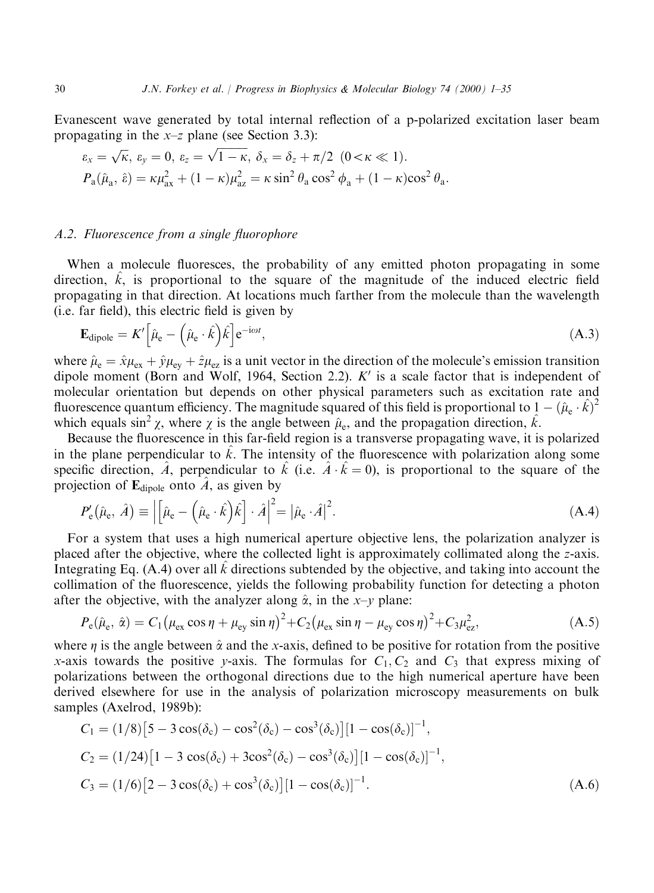Evanescent wave generated by total internal reflection of a p-polarized excitation laser beam propagating in the $x$–$z$ plane (see Section 3.3):

$$\varepsilon_x = \sqrt{\kappa},\ \varepsilon_y = 0,\ \varepsilon_z = \sqrt{1-\kappa},\ \delta_x = \delta_z + \pi/2\ \ (0 < \kappa \ll 1).$$

$$P_{\mathrm{a}}(\hat{\mu}_{\mathrm{a}}, \hat{\varepsilon}) = \kappa\mu_{\mathrm{ax}}^2 + (1-\kappa)\mu_{\mathrm{az}}^2 = \kappa \sin^2\theta_{\mathrm{a}} \cos^2\phi_{\mathrm{a}} + (1-\kappa)\cos^2\theta_{\mathrm{a}}.$$

### *A.2. Fluorescence from a single fluorophore*

When a molecule fluoresces, the probability of any emitted photon propagating in some direction, $\hat{k}$, is proportional to the square of the magnitude of the induced electric field propagating in that direction. At locations much farther from the molecule than the wavelength (i.e. far field), this electric field is given by

$$\mathbf{E}_{\mathrm{dipole}} = K'\left[\hat{\mu}_{\mathrm{e}} - \left(\hat{\mu}_{\mathrm{e}} \cdot \hat{k}\right)\hat{k}\right]\mathrm{e}^{-\mathrm{i}\omega t}, \tag{A.3}$$

where $\hat{\mu}_{\mathrm{e}} = \hat{x}\mu_{\mathrm{ex}} + \hat{y}\mu_{\mathrm{ey}} + \hat{z}\mu_{\mathrm{ez}}$ is a unit vector in the direction of the molecule's emission transition dipole moment (Born and Wolf, 1964, Section 2.2). $K'$ is a scale factor that is independent of molecular orientation but depends on other physical parameters such as excitation rate and fluorescence quantum efficiency. The magnitude squared of this field is proportional to $1 - (\hat{\mu}_{\mathrm{e}} \cdot \hat{k})^2$ which equals $\sin^2\chi$, where $\chi$ is the angle between $\hat{\mu}_{\mathrm{e}}$, and the propagation direction, $\hat{k}$.

Because the fluorescence in this far-field region is a transverse propagating wave, it is polarized in the plane perpendicular to $\hat{k}$. The intensity of the fluorescence with polarization along some specific direction, $\hat{A}$, perpendicular to $\hat{k}$ (i.e. $\hat{A} \cdot \hat{k} = 0$), is proportional to the square of the projection of $\mathbf{E}_{\mathrm{dipole}}$ onto $\hat{A}$, as given by

$$P'_{\mathrm{e}}\left(\hat{\mu}_{\mathrm{e}}, \hat{A}\right) \equiv \left|\left[\hat{\mu}_{\mathrm{e}} - \left(\hat{\mu}_{\mathrm{e}} \cdot \hat{k}\right)\hat{k}\right] \cdot \hat{A}\right|^2 = \left|\hat{\mu}_{\mathrm{e}} \cdot \hat{A}\right|^2. \tag{A.4}$$

For a system that uses a high numerical aperture objective lens, the polarization analyzer is placed after the objective, where the collected light is approximately collimated along the $z$-axis. Integrating Eq. (A.4) over all $\hat{k}$ directions subtended by the objective, and taking into account the collimation of the fluorescence, yields the following probability function for detecting a photon after the objective, with the analyzer along $\hat{\alpha}$, in the $x$–$y$ plane:

$$P_{\mathrm{e}}(\hat{\mu}_{\mathrm{e}}, \hat{\alpha}) = C_1\left(\mu_{\mathrm{ex}}\cos\eta + \mu_{\mathrm{ey}}\sin\eta\right)^2 + C_2\left(\mu_{\mathrm{ex}}\sin\eta - \mu_{\mathrm{ey}}\cos\eta\right)^2 + C_3\mu_{\mathrm{ez}}^2, \tag{A.5}$$

where $\eta$ is the angle between $\hat{\alpha}$ and the $x$-axis, defined to be positive for rotation from the positive $x$-axis towards the positive $y$-axis. The formulas for $C_1, C_2$ and $C_3$ that express mixing of polarizations between the orthogonal directions due to the high numerical aperture have been derived elsewhere for use in the analysis of polarization microscopy measurements on bulk samples (Axelrod, 1989b):

$$\begin{aligned}
C_1 &= (1/8)\left[5 - 3\cos(\delta_{\mathrm{c}}) - \cos^2(\delta_{\mathrm{c}}) - \cos^3(\delta_{\mathrm{c}})\right]\left[1 - \cos(\delta_{\mathrm{c}})\right]^{-1}, \\
C_2 &= (1/24)\left[1 - 3\cos(\delta_{\mathrm{c}}) + 3\cos^2(\delta_{\mathrm{c}}) - \cos^3(\delta_{\mathrm{c}})\right]\left[1 - \cos(\delta_{\mathrm{c}})\right]^{-1}, \\
C_3 &= (1/6)\left[2 - 3\cos(\delta_{\mathrm{c}}) + \cos^3(\delta_{\mathrm{c}})\right]\left[1 - \cos(\delta_{\mathrm{c}})\right]^{-1}.
\end{aligned} \tag{A.6}$$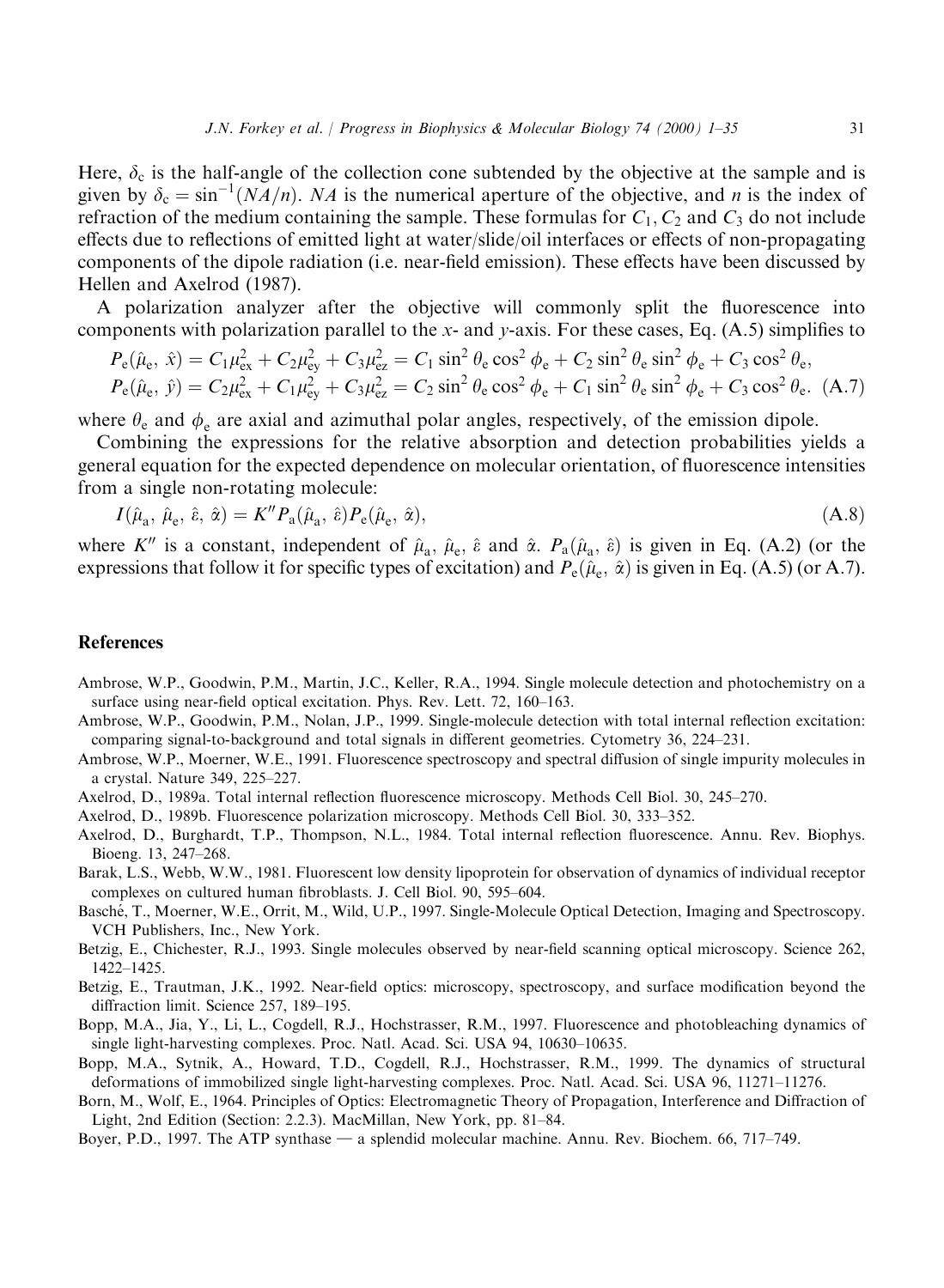Here, $\delta_c$ is the half-angle of the collection cone subtended by the objective at the sample and is given by $\delta_c = \sin^{-1}(NA/n)$. $NA$ is the numerical aperture of the objective, and $n$ is the index of refraction of the medium containing the sample. These formulas for $C_1, C_2$ and $C_3$ do not include effects due to reflections of emitted light at water/slide/oil interfaces or effects of non-propagating components of the dipole radiation (i.e. near-field emission). These effects have been discussed by Hellen and Axelrod (1987).

A polarization analyzer after the objective will commonly split the fluorescence into components with polarization parallel to the $x$- and $y$-axis. For these cases, Eq. (A.5) simplifies to

$$P_e(\hat{\mu}_e, \hat{x}) = C_1\mu_{ex}^2 + C_2\mu_{ey}^2 + C_3\mu_{ez}^2 = C_1 \sin^2\theta_e \cos^2\phi_e + C_2 \sin^2\theta_e \sin^2\phi_e + C_3 \cos^2\theta_e,$$

$$P_e(\hat{\mu}_e, \hat{y}) = C_2\mu_{ex}^2 + C_1\mu_{ey}^2 + C_3\mu_{ez}^2 = C_2 \sin^2\theta_e \cos^2\phi_e + C_1 \sin^2\theta_e \sin^2\phi_e + C_3 \cos^2\theta_e. \quad \text{(A.7)}$$

where $\theta_e$ and $\phi_e$ are axial and azimuthal polar angles, respectively, of the emission dipole.

Combining the expressions for the relative absorption and detection probabilities yields a general equation for the expected dependence on molecular orientation, of fluorescence intensities from a single non-rotating molecule:

$$I(\hat{\mu}_a, \hat{\mu}_e, \hat{\varepsilon}, \hat{\alpha}) = K'' P_a(\hat{\mu}_a, \hat{\varepsilon}) P_e(\hat{\mu}_e, \hat{\alpha}), \quad \text{(A.8)}$$

where $K''$ is a constant, independent of $\hat{\mu}_a$, $\hat{\mu}_e$, $\hat{\varepsilon}$ and $\hat{\alpha}$. $P_a(\hat{\mu}_a, \hat{\varepsilon})$ is given in Eq. (A.2) (or the expressions that follow it for specific types of excitation) and $P_e(\hat{\mu}_e, \hat{\alpha})$ is given in Eq. (A.5) (or A.7).

## References

Ambrose, W.P., Goodwin, P.M., Martin, J.C., Keller, R.A., 1994. Single molecule detection and photochemistry on a surface using near-field optical excitation. Phys. Rev. Lett. 72, 160–163.

Ambrose, W.P., Goodwin, P.M., Nolan, J.P., 1999. Single-molecule detection with total internal reflection excitation: comparing signal-to-background and total signals in different geometries. Cytometry 36, 224–231.

Ambrose, W.P., Moerner, W.E., 1991. Fluorescence spectroscopy and spectral diffusion of single impurity molecules in a crystal. Nature 349, 225–227.

Axelrod, D., 1989a. Total internal reflection fluorescence microscopy. Methods Cell Biol. 30, 245–270.

Axelrod, D., 1989b. Fluorescence polarization microscopy. Methods Cell Biol. 30, 333–352.

Axelrod, D., Burghardt, T.P., Thompson, N.L., 1984. Total internal reflection fluorescence. Annu. Rev. Biophys. Bioeng. 13, 247–268.

Barak, L.S., Webb, W.W., 1981. Fluorescent low density lipoprotein for observation of dynamics of individual receptor complexes on cultured human fibroblasts. J. Cell Biol. 90, 595–604.

Basché, T., Moerner, W.E., Orrit, M., Wild, U.P., 1997. Single-Molecule Optical Detection, Imaging and Spectroscopy. VCH Publishers, Inc., New York.

Betzig, E., Chichester, R.J., 1993. Single molecules observed by near-field scanning optical microscopy. Science 262, 1422–1425.

Betzig, E., Trautman, J.K., 1992. Near-field optics: microscopy, spectroscopy, and surface modification beyond the diffraction limit. Science 257, 189–195.

Bopp, M.A., Jia, Y., Li, L., Cogdell, R.J., Hochstrasser, R.M., 1997. Fluorescence and photobleaching dynamics of single light-harvesting complexes. Proc. Natl. Acad. Sci. USA 94, 10630–10635.

Bopp, M.A., Sytnik, A., Howard, T.D., Cogdell, R.J., Hochstrasser, R.M., 1999. The dynamics of structural deformations of immobilized single light-harvesting complexes. Proc. Natl. Acad. Sci. USA 96, 11271–11276.

Born, M., Wolf, E., 1964. Principles of Optics: Electromagnetic Theory of Propagation, Interference and Diffraction of Light, 2nd Edition (Section: 2.2.3). MacMillan, New York, pp. 81–84.

Boyer, P.D., 1997. The ATP synthase — a splendid molecular machine. Annu. Rev. Biochem. 66, 717–749.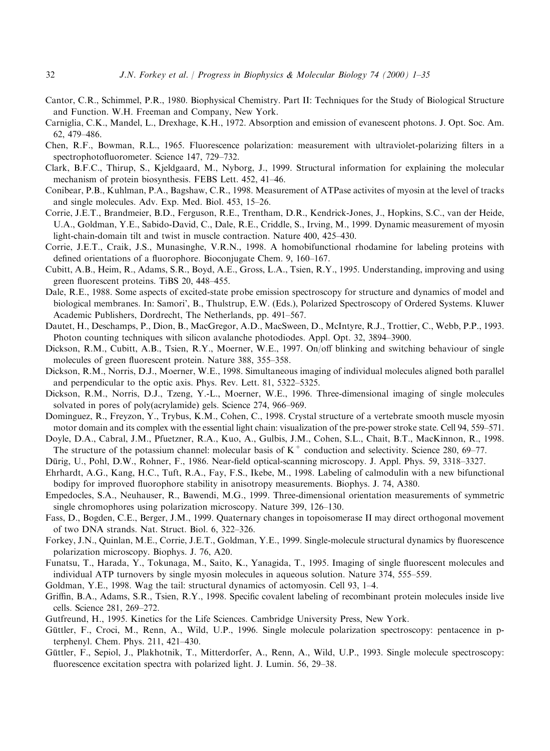Cantor, C.R., Schimmel, P.R., 1980. Biophysical Chemistry. Part II: Techniques for the Study of Biological Structure and Function. W.H. Freeman and Company, New York.

Carniglia, C.K., Mandel, L., Drexhage, K.H., 1972. Absorption and emission of evanescent photons. J. Opt. Soc. Am. 62, 479–486.

Chen, R.F., Bowman, R.L., 1965. Fluorescence polarization: measurement with ultraviolet-polarizing filters in a spectrophotofluorometer. Science 147, 729–732.

Clark, B.F.C., Thirup, S., Kjeldgaard, M., Nyborg, J., 1999. Structural information for explaining the molecular mechanism of protein biosynthesis. FEBS Lett. 452, 41–46.

Conibear, P.B., Kuhlman, P.A., Bagshaw, C.R., 1998. Measurement of ATPase activites of myosin at the level of tracks and single molecules. Adv. Exp. Med. Biol. 453, 15–26.

Corrie, J.E.T., Brandmeier, B.D., Ferguson, R.E., Trentham, D.R., Kendrick-Jones, J., Hopkins, S.C., van der Heide, U.A., Goldman, Y.E., Sabido-David, C., Dale, R.E., Criddle, S., Irving, M., 1999. Dynamic measurement of myosin light-chain-domain tilt and twist in muscle contraction. Nature 400, 425–430.

Corrie, J.E.T., Craik, J.S., Munasinghe, V.R.N., 1998. A homobifunctional rhodamine for labeling proteins with defined orientations of a fluorophore. Bioconjugate Chem. 9, 160–167.

Cubitt, A.B., Heim, R., Adams, S.R., Boyd, A.E., Gross, L.A., Tsien, R.Y., 1995. Understanding, improving and using green fluorescent proteins. TiBS 20, 448–455.

Dale, R.E., 1988. Some aspects of excited-state probe emission spectroscopy for structure and dynamics of model and biological membranes. In: Samori', B., Thulstrup, E.W. (Eds.), Polarized Spectroscopy of Ordered Systems. Kluwer Academic Publishers, Dordrecht, The Netherlands, pp. 491–567.

Dautet, H., Deschamps, P., Dion, B., MacGregor, A.D., MacSween, D., McIntyre, R.J., Trottier, C., Webb, P.P., 1993. Photon counting techniques with silicon avalanche photodiodes. Appl. Opt. 32, 3894–3900.

Dickson, R.M., Cubitt, A.B., Tsien, R.Y., Moerner, W.E., 1997. On/off blinking and switching behaviour of single molecules of green fluorescent protein. Nature 388, 355–358.

Dickson, R.M., Norris, D.J., Moerner, W.E., 1998. Simultaneous imaging of individual molecules aligned both parallel and perpendicular to the optic axis. Phys. Rev. Lett. 81, 5322–5325.

Dickson, R.M., Norris, D.J., Tzeng, Y.-L., Moerner, W.E., 1996. Three-dimensional imaging of single molecules solvated in pores of poly(acrylamide) gels. Science 274, 966–969.

Dominguez, R., Freyzon, Y., Trybus, K.M., Cohen, C., 1998. Crystal structure of a vertebrate smooth muscle myosin motor domain and its complex with the essential light chain: visualization of the pre-power stroke state. Cell 94, 559–571.

Doyle, D.A., Cabral, J.M., Pfuetzner, R.A., Kuo, A., Gulbis, J.M., Cohen, S.L., Chait, B.T., MacKinnon, R., 1998. The structure of the potassium channel: molecular basis of $K^+$ conduction and selectivity. Science 280, 69–77.

Dürig, U., Pohl, D.W., Rohner, F., 1986. Near-field optical-scanning microscopy. J. Appl. Phys. 59, 3318–3327.

Ehrhardt, A.G., Kang, H.C., Tuft, R.A., Fay, F.S., Ikebe, M., 1998. Labeling of calmodulin with a new bifunctional bodipy for improved fluorophore stability in anisotropy measurements. Biophys. J. 74, A380.

Empedocles, S.A., Neuhauser, R., Bawendi, M.G., 1999. Three-dimensional orientation measurements of symmetric single chromophores using polarization microscopy. Nature 399, 126–130.

Fass, D., Bogden, C.E., Berger, J.M., 1999. Quaternary changes in topoisomerase II may direct orthogonal movement of two DNA strands. Nat. Struct. Biol. 6, 322–326.

Forkey, J.N., Quinlan, M.E., Corrie, J.E.T., Goldman, Y.E., 1999. Single-molecule structural dynamics by fluorescence polarization microscopy. Biophys. J. 76, A20.

Funatsu, T., Harada, Y., Tokunaga, M., Saito, K., Yanagida, T., 1995. Imaging of single fluorescent molecules and individual ATP turnovers by single myosin molecules in aqueous solution. Nature 374, 555–559.

Goldman, Y.E., 1998. Wag the tail: structural dynamics of actomyosin. Cell 93, 1–4.

Griffin, B.A., Adams, S.R., Tsien, R.Y., 1998. Specific covalent labeling of recombinant protein molecules inside live cells. Science 281, 269–272.

Gutfreund, H., 1995. Kinetics for the Life Sciences. Cambridge University Press, New York.

Güttler, F., Croci, M., Renn, A., Wild, U.P., 1996. Single molecule polarization spectroscopy: pentacence in p-terphenyl. Chem. Phys. 211, 421–430.

Güttler, F., Sepiol, J., Plakhotnik, T., Mitterdorfer, A., Renn, A., Wild, U.P., 1993. Single molecule spectroscopy: fluorescence excitation spectra with polarized light. J. Lumin. 56, 29–38.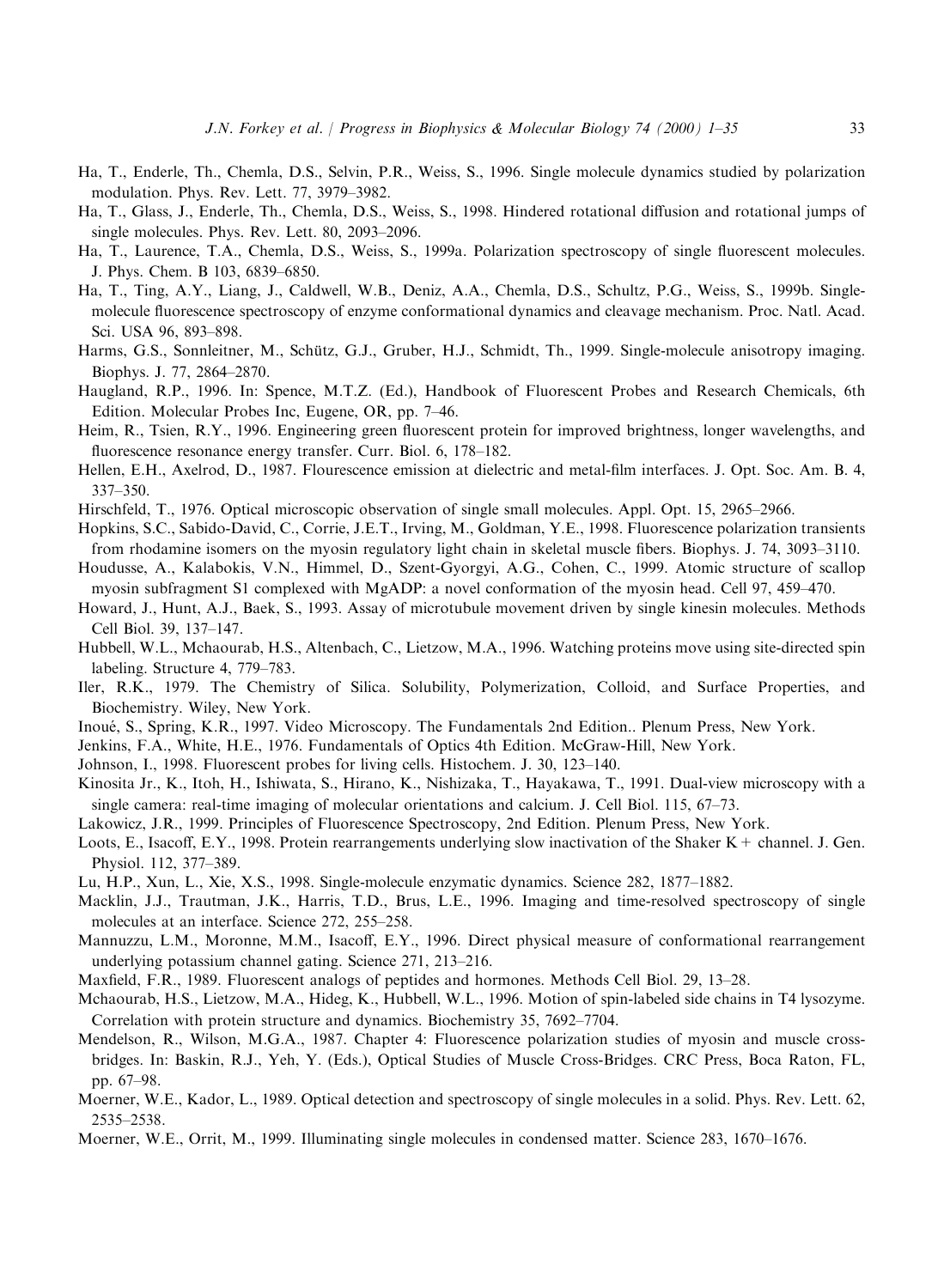Ha, T., Enderle, Th., Chemla, D.S., Selvin, P.R., Weiss, S., 1996. Single molecule dynamics studied by polarization modulation. Phys. Rev. Lett. 77, 3979–3982.

Ha, T., Glass, J., Enderle, Th., Chemla, D.S., Weiss, S., 1998. Hindered rotational diffusion and rotational jumps of single molecules. Phys. Rev. Lett. 80, 2093–2096.

Ha, T., Laurence, T.A., Chemla, D.S., Weiss, S., 1999a. Polarization spectroscopy of single fluorescent molecules. J. Phys. Chem. B 103, 6839–6850.

Ha, T., Ting, A.Y., Liang, J., Caldwell, W.B., Deniz, A.A., Chemla, D.S., Schultz, P.G., Weiss, S., 1999b. Single-molecule fluorescence spectroscopy of enzyme conformational dynamics and cleavage mechanism. Proc. Natl. Acad. Sci. USA 96, 893–898.

Harms, G.S., Sonnleitner, M., Schütz, G.J., Gruber, H.J., Schmidt, Th., 1999. Single-molecule anisotropy imaging. Biophys. J. 77, 2864–2870.

Haugland, R.P., 1996. In: Spence, M.T.Z. (Ed.), Handbook of Fluorescent Probes and Research Chemicals, 6th Edition. Molecular Probes Inc, Eugene, OR, pp. 7–46.

Heim, R., Tsien, R.Y., 1996. Engineering green fluorescent protein for improved brightness, longer wavelengths, and fluorescence resonance energy transfer. Curr. Biol. 6, 178–182.

Hellen, E.H., Axelrod, D., 1987. Flourescence emission at dielectric and metal-film interfaces. J. Opt. Soc. Am. B. 4, 337–350.

Hirschfeld, T., 1976. Optical microscopic observation of single small molecules. Appl. Opt. 15, 2965–2966.

Hopkins, S.C., Sabido-David, C., Corrie, J.E.T., Irving, M., Goldman, Y.E., 1998. Fluorescence polarization transients from rhodamine isomers on the myosin regulatory light chain in skeletal muscle fibers. Biophys. J. 74, 3093–3110.

Houdusse, A., Kalabokis, V.N., Himmel, D., Szent-Gyorgyi, A.G., Cohen, C., 1999. Atomic structure of scallop myosin subfragment S1 complexed with MgADP: a novel conformation of the myosin head. Cell 97, 459–470.

Howard, J., Hunt, A.J., Baek, S., 1993. Assay of microtubule movement driven by single kinesin molecules. Methods Cell Biol. 39, 137–147.

Hubbell, W.L., Mchaourab, H.S., Altenbach, C., Lietzow, M.A., 1996. Watching proteins move using site-directed spin labeling. Structure 4, 779–783.

Iler, R.K., 1979. The Chemistry of Silica. Solubility, Polymerization, Colloid, and Surface Properties, and Biochemistry. Wiley, New York.

Inoué, S., Spring, K.R., 1997. Video Microscopy. The Fundamentals 2nd Edition.. Plenum Press, New York.

Jenkins, F.A., White, H.E., 1976. Fundamentals of Optics 4th Edition. McGraw-Hill, New York.

Johnson, I., 1998. Fluorescent probes for living cells. Histochem. J. 30, 123–140.

Kinosita Jr., K., Itoh, H., Ishiwata, S., Hirano, K., Nishizaka, T., Hayakawa, T., 1991. Dual-view microscopy with a single camera: real-time imaging of molecular orientations and calcium. J. Cell Biol. 115, 67–73.

Lakowicz, J.R., 1999. Principles of Fluorescence Spectroscopy, 2nd Edition. Plenum Press, New York.

Loots, E., Isacoff, E.Y., 1998. Protein rearrangements underlying slow inactivation of the Shaker K + channel. J. Gen. Physiol. 112, 377–389.

Lu, H.P., Xun, L., Xie, X.S., 1998. Single-molecule enzymatic dynamics. Science 282, 1877–1882.

Macklin, J.J., Trautman, J.K., Harris, T.D., Brus, L.E., 1996. Imaging and time-resolved spectroscopy of single molecules at an interface. Science 272, 255–258.

Mannuzzu, L.M., Moronne, M.M., Isacoff, E.Y., 1996. Direct physical measure of conformational rearrangement underlying potassium channel gating. Science 271, 213–216.

Maxfield, F.R., 1989. Fluorescent analogs of peptides and hormones. Methods Cell Biol. 29, 13–28.

Mchaourab, H.S., Lietzow, M.A., Hideg, K., Hubbell, W.L., 1996. Motion of spin-labeled side chains in T4 lysozyme. Correlation with protein structure and dynamics. Biochemistry 35, 7692–7704.

Mendelson, R., Wilson, M.G.A., 1987. Chapter 4: Fluorescence polarization studies of myosin and muscle cross-bridges. In: Baskin, R.J., Yeh, Y. (Eds.), Optical Studies of Muscle Cross-Bridges. CRC Press, Boca Raton, FL, pp. 67–98.

Moerner, W.E., Kador, L., 1989. Optical detection and spectroscopy of single molecules in a solid. Phys. Rev. Lett. 62, 2535–2538.

Moerner, W.E., Orrit, M., 1999. Illuminating single molecules in condensed matter. Science 283, 1670–1676.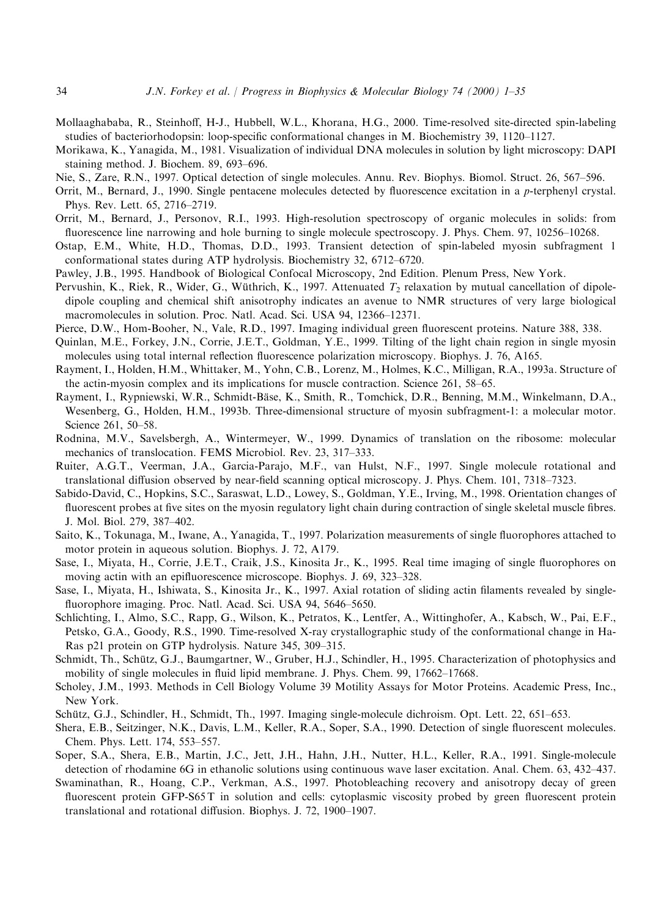Mollaaghababa, R., Steinhoff, H-J., Hubbell, W.L., Khorana, H.G., 2000. Time-resolved site-directed spin-labeling studies of bacteriorhodopsin: loop-specific conformational changes in M. Biochemistry 39, 1120–1127.

Morikawa, K., Yanagida, M., 1981. Visualization of individual DNA molecules in solution by light microscopy: DAPI staining method. J. Biochem. 89, 693–696.

Nie, S., Zare, R.N., 1997. Optical detection of single molecules. Annu. Rev. Biophys. Biomol. Struct. 26, 567–596.

Orrit, M., Bernard, J., 1990. Single pentacene molecules detected by fluorescence excitation in a *p*-terphenyl crystal. Phys. Rev. Lett. 65, 2716–2719.

Orrit, M., Bernard, J., Personov, R.I., 1993. High-resolution spectroscopy of organic molecules in solids: from fluorescence line narrowing and hole burning to single molecule spectroscopy. J. Phys. Chem. 97, 10256–10268.

Ostap, E.M., White, H.D., Thomas, D.D., 1993. Transient detection of spin-labeled myosin subfragment 1 conformational states during ATP hydrolysis. Biochemistry 32, 6712–6720.

Pawley, J.B., 1995. Handbook of Biological Confocal Microscopy, 2nd Edition. Plenum Press, New York.

Pervushin, K., Riek, R., Wider, G., Wüthrich, K., 1997. Attenuated $T_2$ relaxation by mutual cancellation of dipole-dipole coupling and chemical shift anisotrophy indicates an avenue to NMR structures of very large biological macromolecules in solution. Proc. Natl. Acad. Sci. USA 94, 12366–12371.

Pierce, D.W., Hom-Booher, N., Vale, R.D., 1997. Imaging individual green fluorescent proteins. Nature 388, 338.

Quinlan, M.E., Forkey, J.N., Corrie, J.E.T., Goldman, Y.E., 1999. Tilting of the light chain region in single myosin molecules using total internal reflection fluorescence polarization microscopy. Biophys. J. 76, A165.

Rayment, I., Holden, H.M., Whittaker, M., Yohn, C.B., Lorenz, M., Holmes, K.C., Milligan, R.A., 1993a. Structure of the actin-myosin complex and its implications for muscle contraction. Science 261, 58–65.

Rayment, I., Rypniewski, W.R., Schmidt-Bäse, K., Smith, R., Tomchick, D.R., Benning, M.M., Winkelmann, D.A., Wesenberg, G., Holden, H.M., 1993b. Three-dimensional structure of myosin subfragment-1: a molecular motor. Science 261, 50–58.

Rodnina, M.V., Savelsbergh, A., Wintermeyer, W., 1999. Dynamics of translation on the ribosome: molecular mechanics of translocation. FEMS Microbiol. Rev. 23, 317–333.

Ruiter, A.G.T., Veerman, J.A., Garcia-Parajo, M.F., van Hulst, N.F., 1997. Single molecule rotational and translational diffusion observed by near-field scanning optical microscopy. J. Phys. Chem. 101, 7318–7323.

Sabido-David, C., Hopkins, S.C., Saraswat, L.D., Lowey, S., Goldman, Y.E., Irving, M., 1998. Orientation changes of fluorescent probes at five sites on the myosin regulatory light chain during contraction of single skeletal muscle fibres. J. Mol. Biol. 279, 387–402.

Saito, K., Tokunaga, M., Iwane, A., Yanagida, T., 1997. Polarization measurements of single fluorophores attached to motor protein in aqueous solution. Biophys. J. 72, A179.

Sase, I., Miyata, H., Corrie, J.E.T., Craik, J.S., Kinosita Jr., K., 1995. Real time imaging of single fluorophores on moving actin with an epifluorescence microscope. Biophys. J. 69, 323–328.

Sase, I., Miyata, H., Ishiwata, S., Kinosita Jr., K., 1997. Axial rotation of sliding actin filaments revealed by single-fluorophore imaging. Proc. Natl. Acad. Sci. USA 94, 5646–5650.

Schlichting, I., Almo, S.C., Rapp, G., Wilson, K., Petratos, K., Lentfer, A., Wittinghofer, A., Kabsch, W., Pai, E.F., Petsko, G.A., Goody, R.S., 1990. Time-resolved X-ray crystallographic study of the conformational change in Ha-Ras p21 protein on GTP hydrolysis. Nature 345, 309–315.

Schmidt, Th., Schütz, G.J., Baumgartner, W., Gruber, H.J., Schindler, H., 1995. Characterization of photophysics and mobility of single molecules in fluid lipid membrane. J. Phys. Chem. 99, 17662–17668.

Scholey, J.M., 1993. Methods in Cell Biology Volume 39 Motility Assays for Motor Proteins. Academic Press, Inc., New York.

Schütz, G.J., Schindler, H., Schmidt, Th., 1997. Imaging single-molecule dichroism. Opt. Lett. 22, 651–653.

Shera, E.B., Seitzinger, N.K., Davis, L.M., Keller, R.A., Soper, S.A., 1990. Detection of single fluorescent molecules. Chem. Phys. Lett. 174, 553–557.

Soper, S.A., Shera, E.B., Martin, J.C., Jett, J.H., Hahn, J.H., Nutter, H.L., Keller, R.A., 1991. Single-molecule detection of rhodamine 6G in ethanolic solutions using continuous wave laser excitation. Anal. Chem. 63, 432–437.

Swaminathan, R., Hoang, C.P., Verkman, A.S., 1997. Photobleaching recovery and anisotropy decay of green fluorescent protein GFP-S65T in solution and cells: cytoplasmic viscosity probed by green fluorescent protein translational and rotational diffusion. Biophys. J. 72, 1900–1907.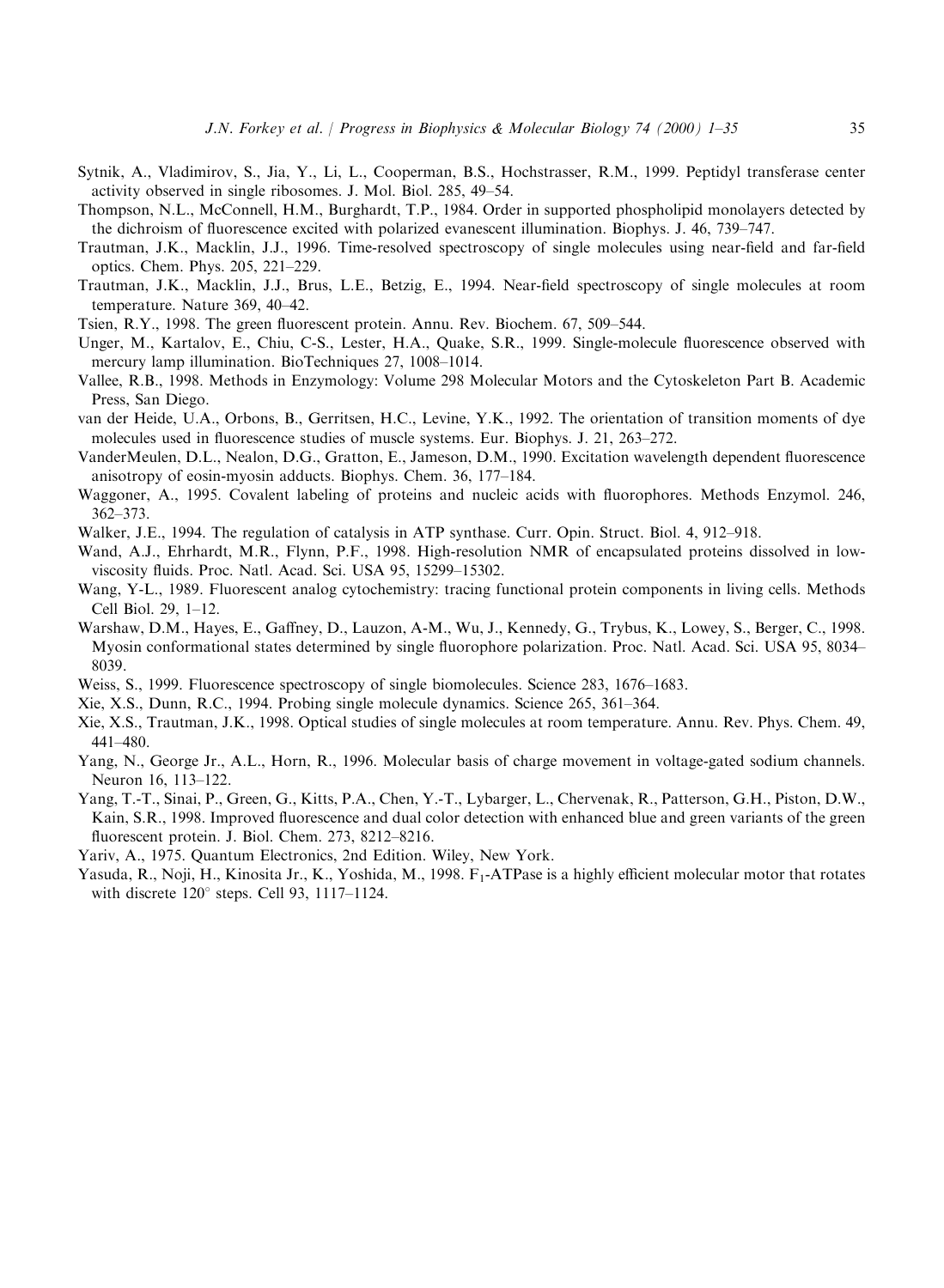Sytnik, A., Vladimirov, S., Jia, Y., Li, L., Cooperman, B.S., Hochstrasser, R.M., 1999. Peptidyl transferase center activity observed in single ribosomes. J. Mol. Biol. 285, 49–54.

Thompson, N.L., McConnell, H.M., Burghardt, T.P., 1984. Order in supported phospholipid monolayers detected by the dichroism of fluorescence excited with polarized evanescent illumination. Biophys. J. 46, 739–747.

Trautman, J.K., Macklin, J.J., 1996. Time-resolved spectroscopy of single molecules using near-field and far-field optics. Chem. Phys. 205, 221–229.

Trautman, J.K., Macklin, J.J., Brus, L.E., Betzig, E., 1994. Near-field spectroscopy of single molecules at room temperature. Nature 369, 40–42.

Tsien, R.Y., 1998. The green fluorescent protein. Annu. Rev. Biochem. 67, 509–544.

Unger, M., Kartalov, E., Chiu, C-S., Lester, H.A., Quake, S.R., 1999. Single-molecule fluorescence observed with mercury lamp illumination. BioTechniques 27, 1008–1014.

Vallee, R.B., 1998. Methods in Enzymology: Volume 298 Molecular Motors and the Cytoskeleton Part B. Academic Press, San Diego.

van der Heide, U.A., Orbons, B., Gerritsen, H.C., Levine, Y.K., 1992. The orientation of transition moments of dye molecules used in fluorescence studies of muscle systems. Eur. Biophys. J. 21, 263–272.

VanderMeulen, D.L., Nealon, D.G., Gratton, E., Jameson, D.M., 1990. Excitation wavelength dependent fluorescence anisotropy of eosin-myosin adducts. Biophys. Chem. 36, 177–184.

Waggoner, A., 1995. Covalent labeling of proteins and nucleic acids with fluorophores. Methods Enzymol. 246, 362–373.

Walker, J.E., 1994. The regulation of catalysis in ATP synthase. Curr. Opin. Struct. Biol. 4, 912–918.

Wand, A.J., Ehrhardt, M.R., Flynn, P.F., 1998. High-resolution NMR of encapsulated proteins dissolved in low-viscosity fluids. Proc. Natl. Acad. Sci. USA 95, 15299–15302.

Wang, Y-L., 1989. Fluorescent analog cytochemistry: tracing functional protein components in living cells. Methods Cell Biol. 29, 1–12.

Warshaw, D.M., Hayes, E., Gaffney, D., Lauzon, A-M., Wu, J., Kennedy, G., Trybus, K., Lowey, S., Berger, C., 1998. Myosin conformational states determined by single fluorophore polarization. Proc. Natl. Acad. Sci. USA 95, 8034–8039.

Weiss, S., 1999. Fluorescence spectroscopy of single biomolecules. Science 283, 1676–1683.

Xie, X.S., Dunn, R.C., 1994. Probing single molecule dynamics. Science 265, 361–364.

Xie, X.S., Trautman, J.K., 1998. Optical studies of single molecules at room temperature. Annu. Rev. Phys. Chem. 49, 441–480.

Yang, N., George Jr., A.L., Horn, R., 1996. Molecular basis of charge movement in voltage-gated sodium channels. Neuron 16, 113–122.

Yang, T.-T., Sinai, P., Green, G., Kitts, P.A., Chen, Y.-T., Lybarger, L., Chervenak, R., Patterson, G.H., Piston, D.W., Kain, S.R., 1998. Improved fluorescence and dual color detection with enhanced blue and green variants of the green fluorescent protein. J. Biol. Chem. 273, 8212–8216.

Yariv, A., 1975. Quantum Electronics, 2nd Edition. Wiley, New York.

Yasuda, R., Noji, H., Kinosita Jr., K., Yoshida, M., 1998. $F_1$-ATPase is a highly efficient molecular motor that rotates with discrete 120° steps. Cell 93, 1117–1124.